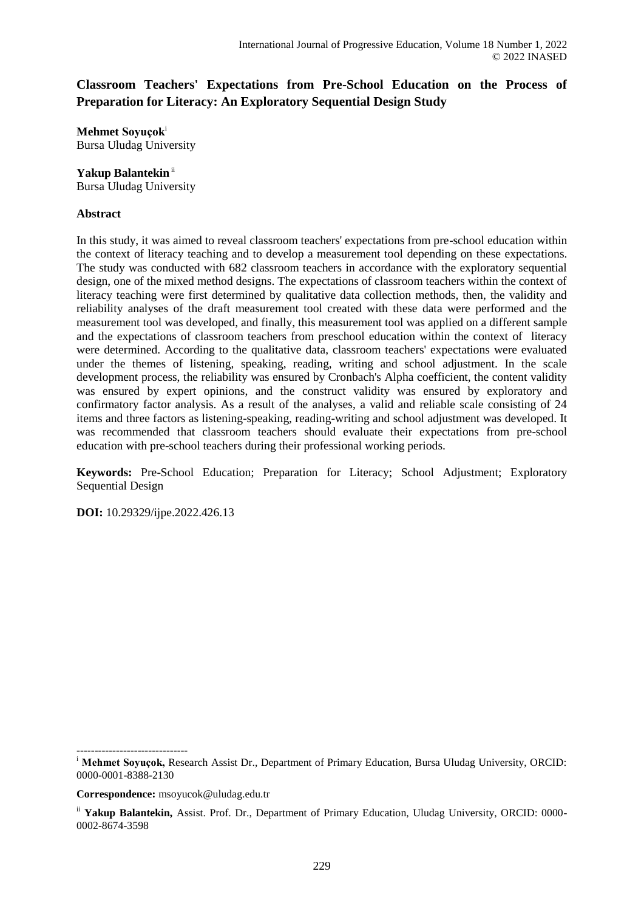# Classroom Teachers' Expectations from Pre-School Education on the Process of Preparation for Literacy: An Exploratory Sequential Design Study

**Mehmet Soyuçok**[i]
Bursa Uludag University

**Yakup Balantekin**[ii]
Bursa Uludag University

## Abstract

In this study, it was aimed to reveal classroom teachers' expectations from pre-school education within the context of literacy teaching and to develop a measurement tool depending on these expectations. The study was conducted with 682 classroom teachers in accordance with the exploratory sequential design, one of the mixed method designs. The expectations of classroom teachers within the context of literacy teaching were first determined by qualitative data collection methods, then, the validity and reliability analyses of the draft measurement tool created with these data were performed and the measurement tool was developed, and finally, this measurement tool was applied on a different sample and the expectations of classroom teachers from preschool education within the context of literacy were determined. According to the qualitative data, classroom teachers' expectations were evaluated under the themes of listening, speaking, reading, writing and school adjustment. In the scale development process, the reliability was ensured by Cronbach's Alpha coefficient, the content validity was ensured by expert opinions, and the construct validity was ensured by exploratory and confirmatory factor analysis. As a result of the analyses, a valid and reliable scale consisting of 24 items and three factors as listening-speaking, reading-writing and school adjustment was developed. It was recommended that classroom teachers should evaluate their expectations from pre-school education with pre-school teachers during their professional working periods.

**Keywords:** Pre-School Education; Preparation for Literacy; School Adjustment; Exploratory Sequential Design

**DOI:** 10.29329/ijpe.2022.426.13

-------------------------------

[i] **Mehmet Soyuçok,** Research Assist Dr., Department of Primary Education, Bursa Uludag University, ORCID: 0000-0001-8388-2130

**Correspondence:** msoyucok@uludag.edu.tr

[ii] **Yakup Balantekin,** Assist. Prof. Dr., Department of Primary Education, Uludag University, ORCID: 0000-0002-8674-3598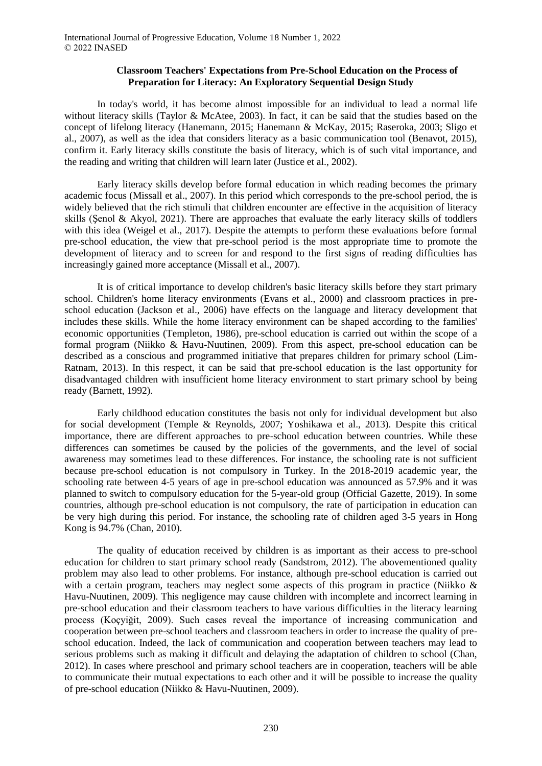## Classroom Teachers' Expectations from Pre-School Education on the Process of Preparation for Literacy: An Exploratory Sequential Design Study

In today's world, it has become almost impossible for an individual to lead a normal life without literacy skills (Taylor & McAtee, 2003). In fact, it can be said that the studies based on the concept of lifelong literacy (Hanemann, 2015; Hanemann & McKay, 2015; Raseroka, 2003; Sligo et al., 2007), as well as the idea that considers literacy as a basic communication tool (Benavot, 2015), confirm it. Early literacy skills constitute the basis of literacy, which is of such vital importance, and the reading and writing that children will learn later (Justice et al., 2002).

Early literacy skills develop before formal education in which reading becomes the primary academic focus (Missall et al., 2007). In this period which corresponds to the pre-school period, the is widely believed that the rich stimuli that children encounter are effective in the acquisition of literacy skills (Şenol & Akyol, 2021). There are approaches that evaluate the early literacy skills of toddlers with this idea (Weigel et al., 2017). Despite the attempts to perform these evaluations before formal pre-school education, the view that pre-school period is the most appropriate time to promote the development of literacy and to screen for and respond to the first signs of reading difficulties has increasingly gained more acceptance (Missall et al., 2007).

It is of critical importance to develop children's basic literacy skills before they start primary school. Children's home literacy environments (Evans et al., 2000) and classroom practices in pre-school education (Jackson et al., 2006) have effects on the language and literacy development that includes these skills. While the home literacy environment can be shaped according to the families' economic opportunities (Templeton, 1986), pre-school education is carried out within the scope of a formal program (Niikko & Havu-Nuutinen, 2009). From this aspect, pre-school education can be described as a conscious and programmed initiative that prepares children for primary school (Lim-Ratnam, 2013). In this respect, it can be said that pre-school education is the last opportunity for disadvantaged children with insufficient home literacy environment to start primary school by being ready (Barnett, 1992).

Early childhood education constitutes the basis not only for individual development but also for social development (Temple & Reynolds, 2007; Yoshikawa et al., 2013). Despite this critical importance, there are different approaches to pre-school education between countries. While these differences can sometimes be caused by the policies of the governments, and the level of social awareness may sometimes lead to these differences. For instance, the schooling rate is not sufficient because pre-school education is not compulsory in Turkey. In the 2018-2019 academic year, the schooling rate between 4-5 years of age in pre-school education was announced as 57.9% and it was planned to switch to compulsory education for the 5-year-old group (Official Gazette, 2019). In some countries, although pre-school education is not compulsory, the rate of participation in education can be very high during this period. For instance, the schooling rate of children aged 3-5 years in Hong Kong is 94.7% (Chan, 2010).

The quality of education received by children is as important as their access to pre-school education for children to start primary school ready (Sandstrom, 2012). The abovementioned quality problem may also lead to other problems. For instance, although pre-school education is carried out with a certain program, teachers may neglect some aspects of this program in practice (Niikko & Havu-Nuutinen, 2009). This negligence may cause children with incomplete and incorrect learning in pre-school education and their classroom teachers to have various difficulties in the literacy learning process (Koçyiğit, 2009). Such cases reveal the importance of increasing communication and cooperation between pre-school teachers and classroom teachers in order to increase the quality of pre-school education. Indeed, the lack of communication and cooperation between teachers may lead to serious problems such as making it difficult and delaying the adaptation of children to school (Chan, 2012). In cases where preschool and primary school teachers are in cooperation, teachers will be able to communicate their mutual expectations to each other and it will be possible to increase the quality of pre-school education (Niikko & Havu-Nuutinen, 2009).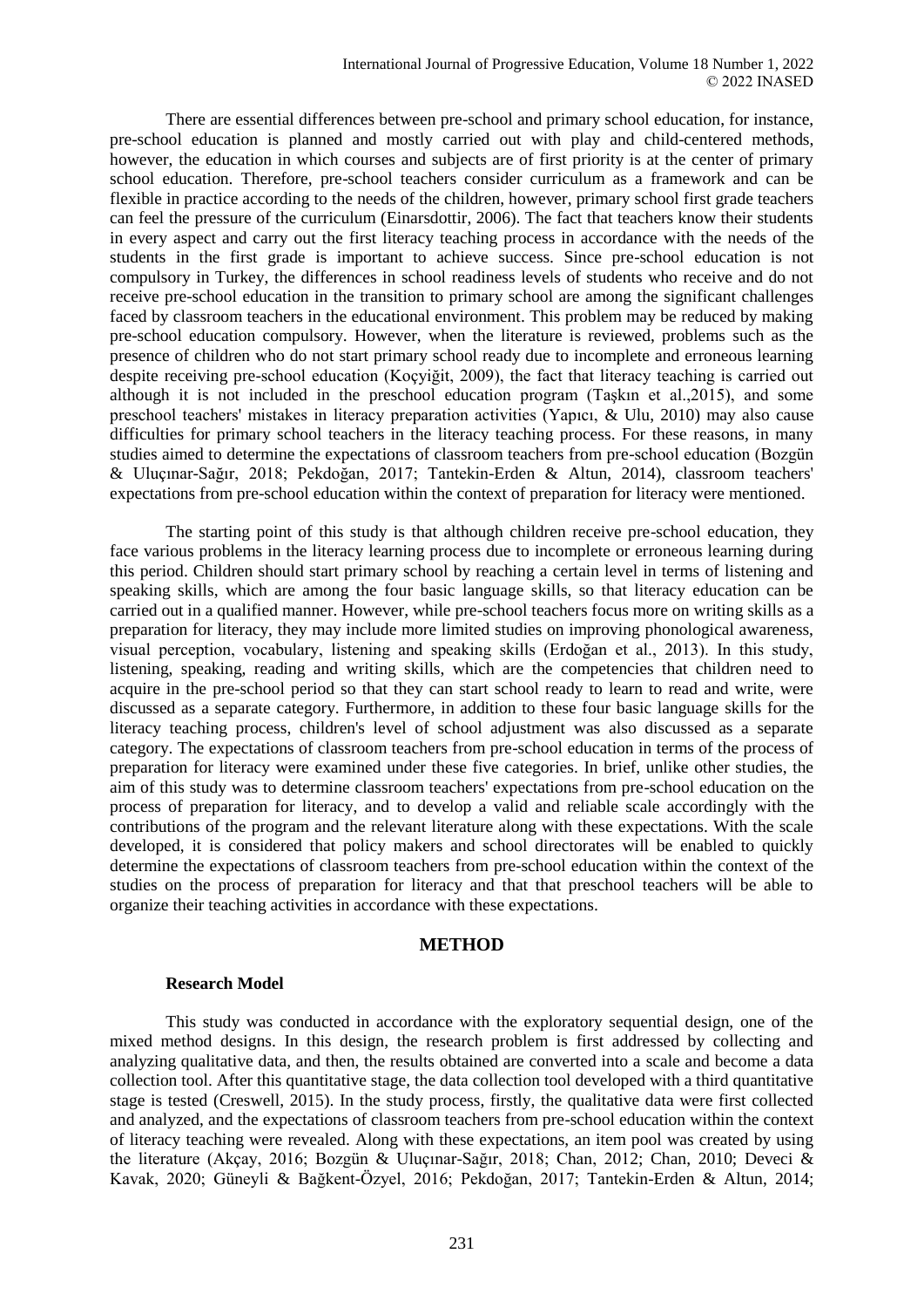There are essential differences between pre-school and primary school education, for instance, pre-school education is planned and mostly carried out with play and child-centered methods, however, the education in which courses and subjects are of first priority is at the center of primary school education. Therefore, pre-school teachers consider curriculum as a framework and can be flexible in practice according to the needs of the children, however, primary school first grade teachers can feel the pressure of the curriculum (Einarsdottir, 2006). The fact that teachers know their students in every aspect and carry out the first literacy teaching process in accordance with the needs of the students in the first grade is important to achieve success. Since pre-school education is not compulsory in Turkey, the differences in school readiness levels of students who receive and do not receive pre-school education in the transition to primary school are among the significant challenges faced by classroom teachers in the educational environment. This problem may be reduced by making pre-school education compulsory. However, when the literature is reviewed, problems such as the presence of children who do not start primary school ready due to incomplete and erroneous learning despite receiving pre-school education (Koçyiğit, 2009), the fact that literacy teaching is carried out although it is not included in the preschool education program (Taşkın et al.,2015), and some preschool teachers' mistakes in literacy preparation activities (Yapıcı, & Ulu, 2010) may also cause difficulties for primary school teachers in the literacy teaching process. For these reasons, in many studies aimed to determine the expectations of classroom teachers from pre-school education (Bozgün & Uluçınar-Sağır, 2018; Pekdoğan, 2017; Tantekin-Erden & Altun, 2014), classroom teachers' expectations from pre-school education within the context of preparation for literacy were mentioned.

The starting point of this study is that although children receive pre-school education, they face various problems in the literacy learning process due to incomplete or erroneous learning during this period. Children should start primary school by reaching a certain level in terms of listening and speaking skills, which are among the four basic language skills, so that literacy education can be carried out in a qualified manner. However, while pre-school teachers focus more on writing skills as a preparation for literacy, they may include more limited studies on improving phonological awareness, visual perception, vocabulary, listening and speaking skills (Erdoğan et al., 2013). In this study, listening, speaking, reading and writing skills, which are the competencies that children need to acquire in the pre-school period so that they can start school ready to learn to read and write, were discussed as a separate category. Furthermore, in addition to these four basic language skills for the literacy teaching process, children's level of school adjustment was also discussed as a separate category. The expectations of classroom teachers from pre-school education in terms of the process of preparation for literacy were examined under these five categories. In brief, unlike other studies, the aim of this study was to determine classroom teachers' expectations from pre-school education on the process of preparation for literacy, and to develop a valid and reliable scale accordingly with the contributions of the program and the relevant literature along with these expectations. With the scale developed, it is considered that policy makers and school directorates will be enabled to quickly determine the expectations of classroom teachers from pre-school education within the context of the studies on the process of preparation for literacy and that that preschool teachers will be able to organize their teaching activities in accordance with these expectations.

## METHOD

### Research Model

This study was conducted in accordance with the exploratory sequential design, one of the mixed method designs. In this design, the research problem is first addressed by collecting and analyzing qualitative data, and then, the results obtained are converted into a scale and become a data collection tool. After this quantitative stage, the data collection tool developed with a third quantitative stage is tested (Creswell, 2015). In the study process, firstly, the qualitative data were first collected and analyzed, and the expectations of classroom teachers from pre-school education within the context of literacy teaching were revealed. Along with these expectations, an item pool was created by using the literature (Akçay, 2016; Bozgün & Uluçınar-Sağır, 2018; Chan, 2012; Chan, 2010; Deveci & Kavak, 2020; Güneyli & Bağkent-Özyel, 2016; Pekdoğan, 2017; Tantekin-Erden & Altun, 2014;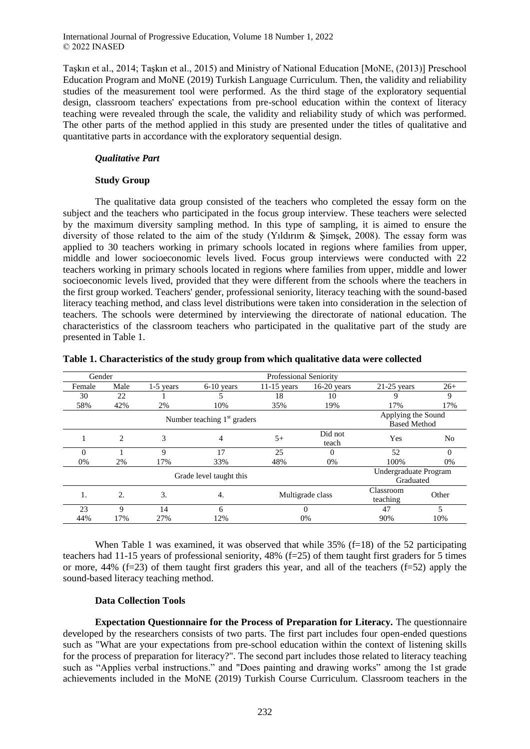Taşkın et al., 2014; Taşkın et al., 2015) and Ministry of National Education [MoNE, (2013)] Preschool Education Program and MoNE (2019) Turkish Language Curriculum. Then, the validity and reliability studies of the measurement tool were performed. As the third stage of the exploratory sequential design, classroom teachers' expectations from pre-school education within the context of literacy teaching were revealed through the scale, the validity and reliability study of which was performed. The other parts of the method applied in this study are presented under the titles of qualitative and quantitative parts in accordance with the exploratory sequential design.

### *Qualitative Part*

#### **Study Group**

The qualitative data group consisted of the teachers who completed the essay form on the subject and the teachers who participated in the focus group interview. These teachers were selected by the maximum diversity sampling method. In this type of sampling, it is aimed to ensure the diversity of those related to the aim of the study (Yıldırım & Şimşek, 2008). The essay form was applied to 30 teachers working in primary schools located in regions where families from upper, middle and lower socioeconomic levels lived. Focus group interviews were conducted with 22 teachers working in primary schools located in regions where families from upper, middle and lower socioeconomic levels lived, provided that they were different from the schools where the teachers in the first group worked. Teachers' gender, professional seniority, literacy teaching with the sound-based literacy teaching method, and class level distributions were taken into consideration in the selection of teachers. The schools were determined by interviewing the directorate of national education. The characteristics of the classroom teachers who participated in the qualitative part of the study are presented in Table 1.

**Table 1. Characteristics of the study group from which qualitative data were collected**

| Gender | | Professional Seniority | | | | | |
|---|---|---|---|---|---|---|---|
| Female | Male | 1-5 years | 6-10 years | 11-15 years | 16-20 years | 21-25 years | 26+ |
| 30 | 22 | 1 | 5 | 18 | 10 | 9 | 9 |
| 58% | 42% | 2% | 10% | 35% | 19% | 17% | 17% |
| Number teaching 1st graders | | | | | | Applying the Sound Based Method | |
| 1 | 2 | 3 | 4 | 5+ | Did not teach | Yes | No |
| 0 | 1 | 9 | 17 | 25 | 0 | 52 | 0 |
| 0% | 2% | 17% | 33% | 48% | 0% | 100% | 0% |
| Grade level taught this | | | | | | Undergraduate Program Graduated | |
| 1. | 2. | 3. | 4. | Multigrade class | | Classroom teaching | Other |
| 23 | 9 | 14 | 6 | 0 | | 47 | 5 |
| 44% | 17% | 27% | 12% | 0% | | 90% | 10% |

When Table 1 was examined, it was observed that while 35% (f=18) of the 52 participating teachers had 11-15 years of professional seniority, 48% (f=25) of them taught first graders for 5 times or more, 44% (f=23) of them taught first graders this year, and all of the teachers (f=52) apply the sound-based literacy teaching method.

#### **Data Collection Tools**

**Expectation Questionnaire for the Process of Preparation for Literacy.** The questionnaire developed by the researchers consists of two parts. The first part includes four open-ended questions such as "What are your expectations from pre-school education within the context of listening skills for the process of preparation for literacy?". The second part includes those related to literacy teaching such as "Applies verbal instructions." and "Does painting and drawing works" among the 1st grade achievements included in the MoNE (2019) Turkish Course Curriculum. Classroom teachers in the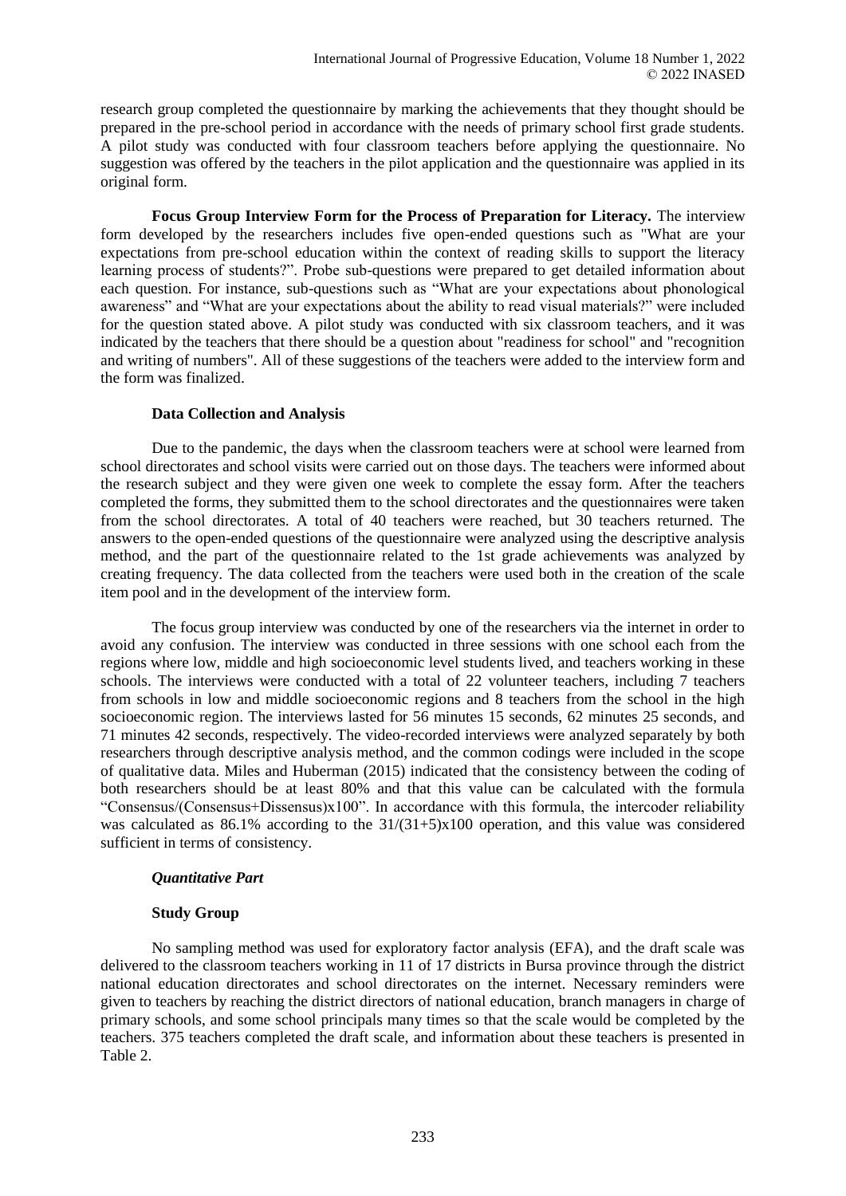research group completed the questionnaire by marking the achievements that they thought should be prepared in the pre-school period in accordance with the needs of primary school first grade students. A pilot study was conducted with four classroom teachers before applying the questionnaire. No suggestion was offered by the teachers in the pilot application and the questionnaire was applied in its original form.

**Focus Group Interview Form for the Process of Preparation for Literacy.** The interview form developed by the researchers includes five open-ended questions such as "What are your expectations from pre-school education within the context of reading skills to support the literacy learning process of students?". Probe sub-questions were prepared to get detailed information about each question. For instance, sub-questions such as "What are your expectations about phonological awareness" and "What are your expectations about the ability to read visual materials?" were included for the question stated above. A pilot study was conducted with six classroom teachers, and it was indicated by the teachers that there should be a question about "readiness for school" and "recognition and writing of numbers". All of these suggestions of the teachers were added to the interview form and the form was finalized.

**Data Collection and Analysis**

Due to the pandemic, the days when the classroom teachers were at school were learned from school directorates and school visits were carried out on those days. The teachers were informed about the research subject and they were given one week to complete the essay form. After the teachers completed the forms, they submitted them to the school directorates and the questionnaires were taken from the school directorates. A total of 40 teachers were reached, but 30 teachers returned. The answers to the open-ended questions of the questionnaire were analyzed using the descriptive analysis method, and the part of the questionnaire related to the 1st grade achievements was analyzed by creating frequency. The data collected from the teachers were used both in the creation of the scale item pool and in the development of the interview form.

The focus group interview was conducted by one of the researchers via the internet in order to avoid any confusion. The interview was conducted in three sessions with one school each from the regions where low, middle and high socioeconomic level students lived, and teachers working in these schools. The interviews were conducted with a total of 22 volunteer teachers, including 7 teachers from schools in low and middle socioeconomic regions and 8 teachers from the school in the high socioeconomic region. The interviews lasted for 56 minutes 15 seconds, 62 minutes 25 seconds, and 71 minutes 42 seconds, respectively. The video-recorded interviews were analyzed separately by both researchers through descriptive analysis method, and the common codings were included in the scope of qualitative data. Miles and Huberman (2015) indicated that the consistency between the coding of both researchers should be at least 80% and that this value can be calculated with the formula "Consensus/(Consensus+Dissensus)x100". In accordance with this formula, the intercoder reliability was calculated as 86.1% according to the 31/(31+5)x100 operation, and this value was considered sufficient in terms of consistency.

***Quantitative Part***

**Study Group**

No sampling method was used for exploratory factor analysis (EFA), and the draft scale was delivered to the classroom teachers working in 11 of 17 districts in Bursa province through the district national education directorates and school directorates on the internet. Necessary reminders were given to teachers by reaching the district directors of national education, branch managers in charge of primary schools, and some school principals many times so that the scale would be completed by the teachers. 375 teachers completed the draft scale, and information about these teachers is presented in Table 2.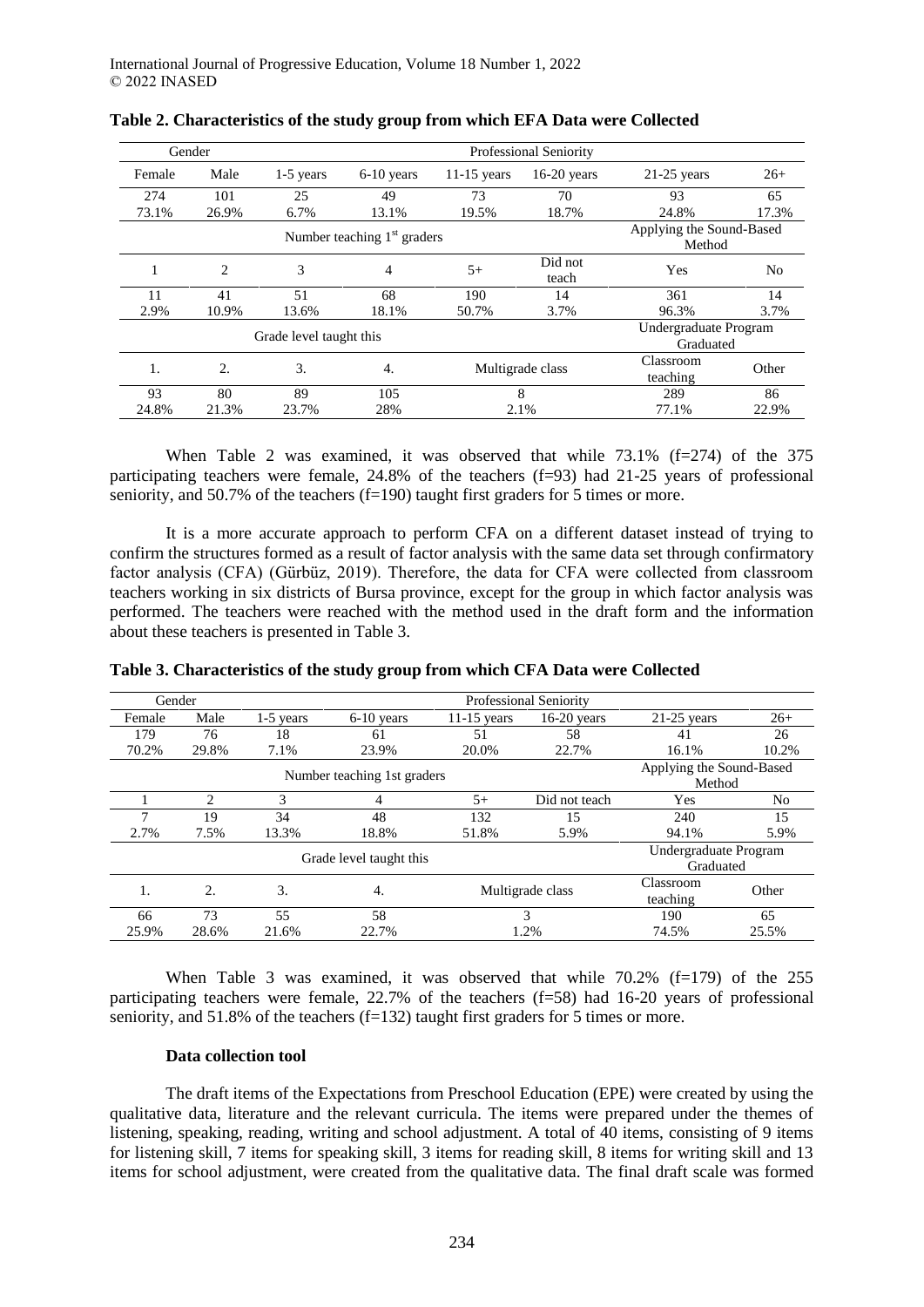**Table 2. Characteristics of the study group from which EFA Data were Collected**

| Gender | | Professional Seniority | | | | | |
|---|---|---|---|---|---|---|---|
| Female | Male | 1-5 years | 6-10 years | 11-15 years | 16-20 years | 21-25 years | 26+ |
| 274 | 101 | 25 | 49 | 73 | 70 | 93 | 65 |
| 73.1% | 26.9% | 6.7% | 13.1% | 19.5% | 18.7% | 24.8% | 17.3% |
| Number teaching 1st graders | | | | | | Applying the Sound-Based Method | |
| 1 | 2 | 3 | 4 | 5+ | Did not teach | Yes | No |
| 11 | 41 | 51 | 68 | 190 | 14 | 361 | 14 |
| 2.9% | 10.9% | 13.6% | 18.1% | 50.7% | 3.7% | 96.3% | 3.7% |
| Grade level taught this | | | | | | Undergraduate Program Graduated | |
| 1. | 2. | 3. | 4. | Multigrade class | | Classroom teaching | Other |
| 93 | 80 | 89 | 105 | 8 | | 289 | 86 |
| 24.8% | 21.3% | 23.7% | 28% | 2.1% | | 77.1% | 22.9% |

When Table 2 was examined, it was observed that while 73.1% (f=274) of the 375 participating teachers were female, 24.8% of the teachers (f=93) had 21-25 years of professional seniority, and 50.7% of the teachers (f=190) taught first graders for 5 times or more.

It is a more accurate approach to perform CFA on a different dataset instead of trying to confirm the structures formed as a result of factor analysis with the same data set through confirmatory factor analysis (CFA) (Gürbüz, 2019). Therefore, the data for CFA were collected from classroom teachers working in six districts of Bursa province, except for the group in which factor analysis was performed. The teachers were reached with the method used in the draft form and the information about these teachers is presented in Table 3.

**Table 3. Characteristics of the study group from which CFA Data were Collected**

| Gender | | Professional Seniority | | | | | |
|---|---|---|---|---|---|---|---|
| Female | Male | 1-5 years | 6-10 years | 11-15 years | 16-20 years | 21-25 years | 26+ |
| 179 | 76 | 18 | 61 | 51 | 58 | 41 | 26 |
| 70.2% | 29.8% | 7.1% | 23.9% | 20.0% | 22.7% | 16.1% | 10.2% |
| Number teaching 1st graders | | | | | | Applying the Sound-Based Method | |
| 1 | 2 | 3 | 4 | 5+ | Did not teach | Yes | No |
| 7 | 19 | 34 | 48 | 132 | 15 | 240 | 15 |
| 2.7% | 7.5% | 13.3% | 18.8% | 51.8% | 5.9% | 94.1% | 5.9% |
| Grade level taught this | | | | | | Undergraduate Program Graduated | |
| 1. | 2. | 3. | 4. | Multigrade class | | Classroom teaching | Other |
| 66 | 73 | 55 | 58 | 3 | | 190 | 65 |
| 25.9% | 28.6% | 21.6% | 22.7% | 1.2% | | 74.5% | 25.5% |

When Table 3 was examined, it was observed that while 70.2% (f=179) of the 255 participating teachers were female, 22.7% of the teachers (f=58) had 16-20 years of professional seniority, and 51.8% of the teachers (f=132) taught first graders for 5 times or more.

### Data collection tool

The draft items of the Expectations from Preschool Education (EPE) were created by using the qualitative data, literature and the relevant curricula. The items were prepared under the themes of listening, speaking, reading, writing and school adjustment. A total of 40 items, consisting of 9 items for listening skill, 7 items for speaking skill, 3 items for reading skill, 8 items for writing skill and 13 items for school adjustment, were created from the qualitative data. The final draft scale was formed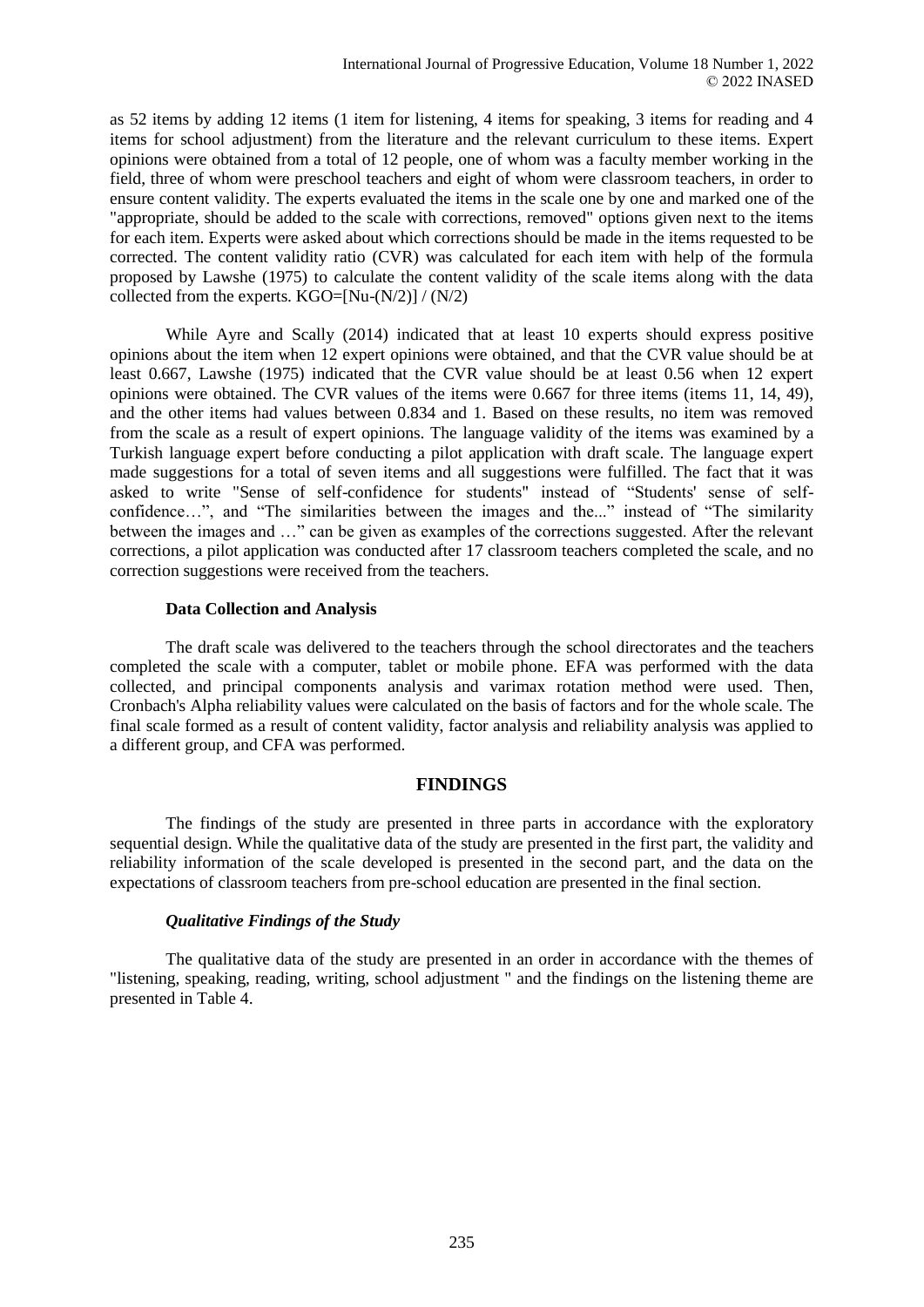as 52 items by adding 12 items (1 item for listening, 4 items for speaking, 3 items for reading and 4 items for school adjustment) from the literature and the relevant curriculum to these items. Expert opinions were obtained from a total of 12 people, one of whom was a faculty member working in the field, three of whom were preschool teachers and eight of whom were classroom teachers, in order to ensure content validity. The experts evaluated the items in the scale one by one and marked one of the "appropriate, should be added to the scale with corrections, removed" options given next to the items for each item. Experts were asked about which corrections should be made in the items requested to be corrected. The content validity ratio (CVR) was calculated for each item with help of the formula proposed by Lawshe (1975) to calculate the content validity of the scale items along with the data collected from the experts. $KGO=[Nu-(N/2)] / (N/2)$

While Ayre and Scally (2014) indicated that at least 10 experts should express positive opinions about the item when 12 expert opinions were obtained, and that the CVR value should be at least 0.667, Lawshe (1975) indicated that the CVR value should be at least 0.56 when 12 expert opinions were obtained. The CVR values of the items were 0.667 for three items (items 11, 14, 49), and the other items had values between 0.834 and 1. Based on these results, no item was removed from the scale as a result of expert opinions. The language validity of the items was examined by a Turkish language expert before conducting a pilot application with draft scale. The language expert made suggestions for a total of seven items and all suggestions were fulfilled. The fact that it was asked to write "Sense of self-confidence for students" instead of "Students' sense of self-confidence…", and "The similarities between the images and the..." instead of "The similarity between the images and …" can be given as examples of the corrections suggested. After the relevant corrections, a pilot application was conducted after 17 classroom teachers completed the scale, and no correction suggestions were received from the teachers.

### Data Collection and Analysis

The draft scale was delivered to the teachers through the school directorates and the teachers completed the scale with a computer, tablet or mobile phone. EFA was performed with the data collected, and principal components analysis and varimax rotation method were used. Then, Cronbach's Alpha reliability values were calculated on the basis of factors and for the whole scale. The final scale formed as a result of content validity, factor analysis and reliability analysis was applied to a different group, and CFA was performed.

## FINDINGS

The findings of the study are presented in three parts in accordance with the exploratory sequential design. While the qualitative data of the study are presented in the first part, the validity and reliability information of the scale developed is presented in the second part, and the data on the expectations of classroom teachers from pre-school education are presented in the final section.

### *Qualitative Findings of the Study*

The qualitative data of the study are presented in an order in accordance with the themes of "listening, speaking, reading, writing, school adjustment " and the findings on the listening theme are presented in Table 4.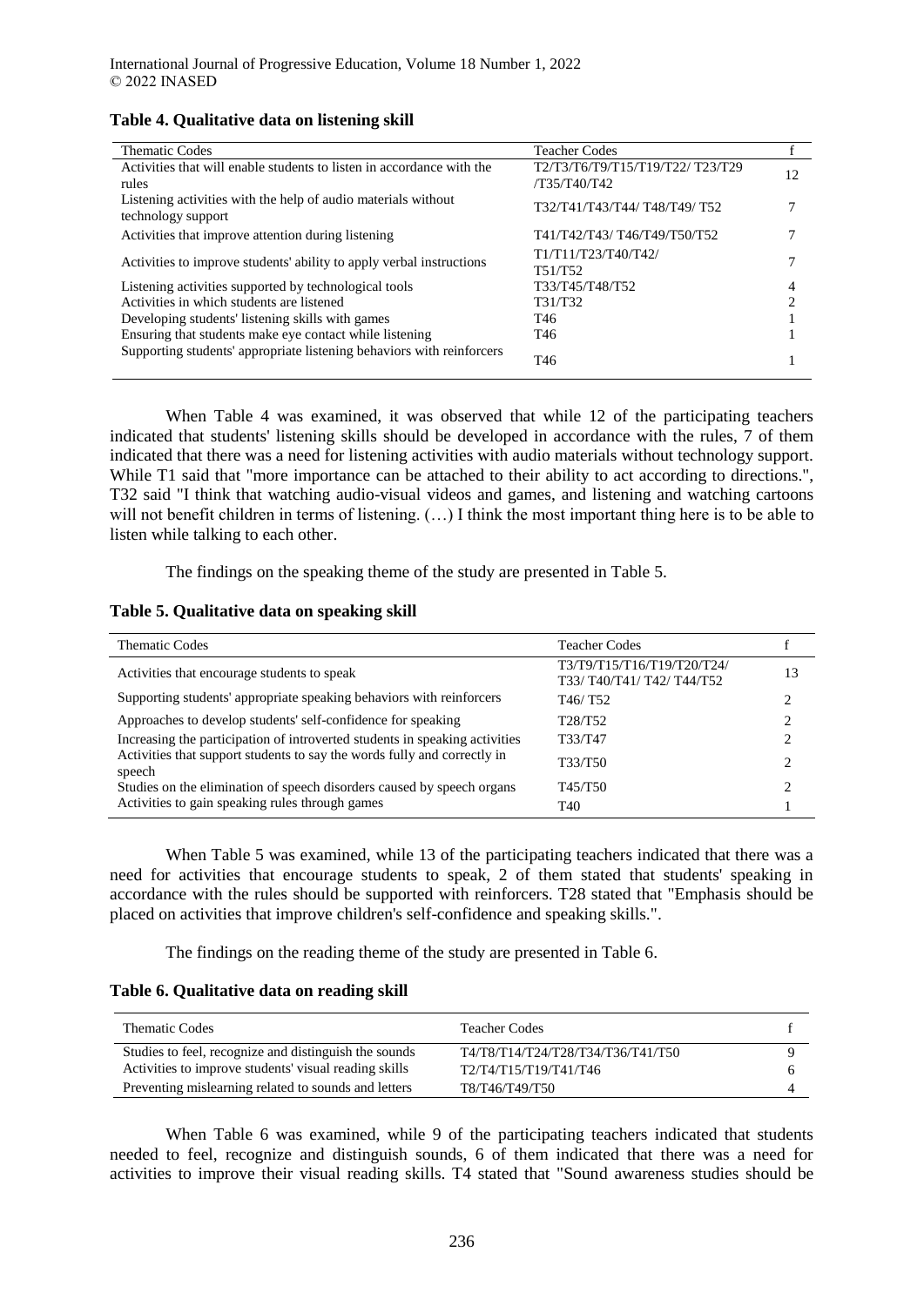**Table 4. Qualitative data on listening skill**

| Thematic Codes | Teacher Codes | f |
|---|---|---|
| Activities that will enable students to listen in accordance with the rules | T2/T3/T6/T9/T15/T19/T22/ T23/T29 /T35/T40/T42 | 12 |
| Listening activities with the help of audio materials without technology support | T32/T41/T43/T44/ T48/T49/ T52 | 7 |
| Activities that improve attention during listening | T41/T42/T43/ T46/T49/T50/T52 | 7 |
| Activities to improve students' ability to apply verbal instructions | T1/T11/T23/T40/T42/ T51/T52 | 7 |
| Listening activities supported by technological tools | T33/T45/T48/T52 | 4 |
| Activities in which students are listened | T31/T32 | 2 |
| Developing students' listening skills with games | T46 | 1 |
| Ensuring that students make eye contact while listening | T46 | 1 |
| Supporting students' appropriate listening behaviors with reinforcers | T46 | 1 |

When Table 4 was examined, it was observed that while 12 of the participating teachers indicated that students' listening skills should be developed in accordance with the rules, 7 of them indicated that there was a need for listening activities with audio materials without technology support. While T1 said that "more importance can be attached to their ability to act according to directions.", T32 said "I think that watching audio-visual videos and games, and listening and watching cartoons will not benefit children in terms of listening. (…) I think the most important thing here is to be able to listen while talking to each other.

The findings on the speaking theme of the study are presented in Table 5.

**Table 5. Qualitative data on speaking skill**

| Thematic Codes | Teacher Codes | f |
|---|---|---|
| Activities that encourage students to speak | T3/T9/T15/T16/T19/T20/T24/ T33/ T40/T41/ T42/ T44/T52 | 13 |
| Supporting students' appropriate speaking behaviors with reinforcers | T46/ T52 | 2 |
| Approaches to develop students' self-confidence for speaking | T28/T52 | 2 |
| Increasing the participation of introverted students in speaking activities | T33/T47 | 2 |
| Activities that support students to say the words fully and correctly in speech | T33/T50 | 2 |
| Studies on the elimination of speech disorders caused by speech organs | T45/T50 | 2 |
| Activities to gain speaking rules through games | T40 | 1 |

When Table 5 was examined, while 13 of the participating teachers indicated that there was a need for activities that encourage students to speak, 2 of them stated that students' speaking in accordance with the rules should be supported with reinforcers. T28 stated that "Emphasis should be placed on activities that improve children's self-confidence and speaking skills.".

The findings on the reading theme of the study are presented in Table 6.

**Table 6. Qualitative data on reading skill**

| Thematic Codes | Teacher Codes | f |
|---|---|---|
| Studies to feel, recognize and distinguish the sounds | T4/T8/T14/T24/T28/T34/T36/T41/T50 | 9 |
| Activities to improve students' visual reading skills | T2/T4/T15/T19/T41/T46 | 6 |
| Preventing mislearning related to sounds and letters | T8/T46/T49/T50 | 4 |

When Table 6 was examined, while 9 of the participating teachers indicated that students needed to feel, recognize and distinguish sounds, 6 of them indicated that there was a need for activities to improve their visual reading skills. T4 stated that "Sound awareness studies should be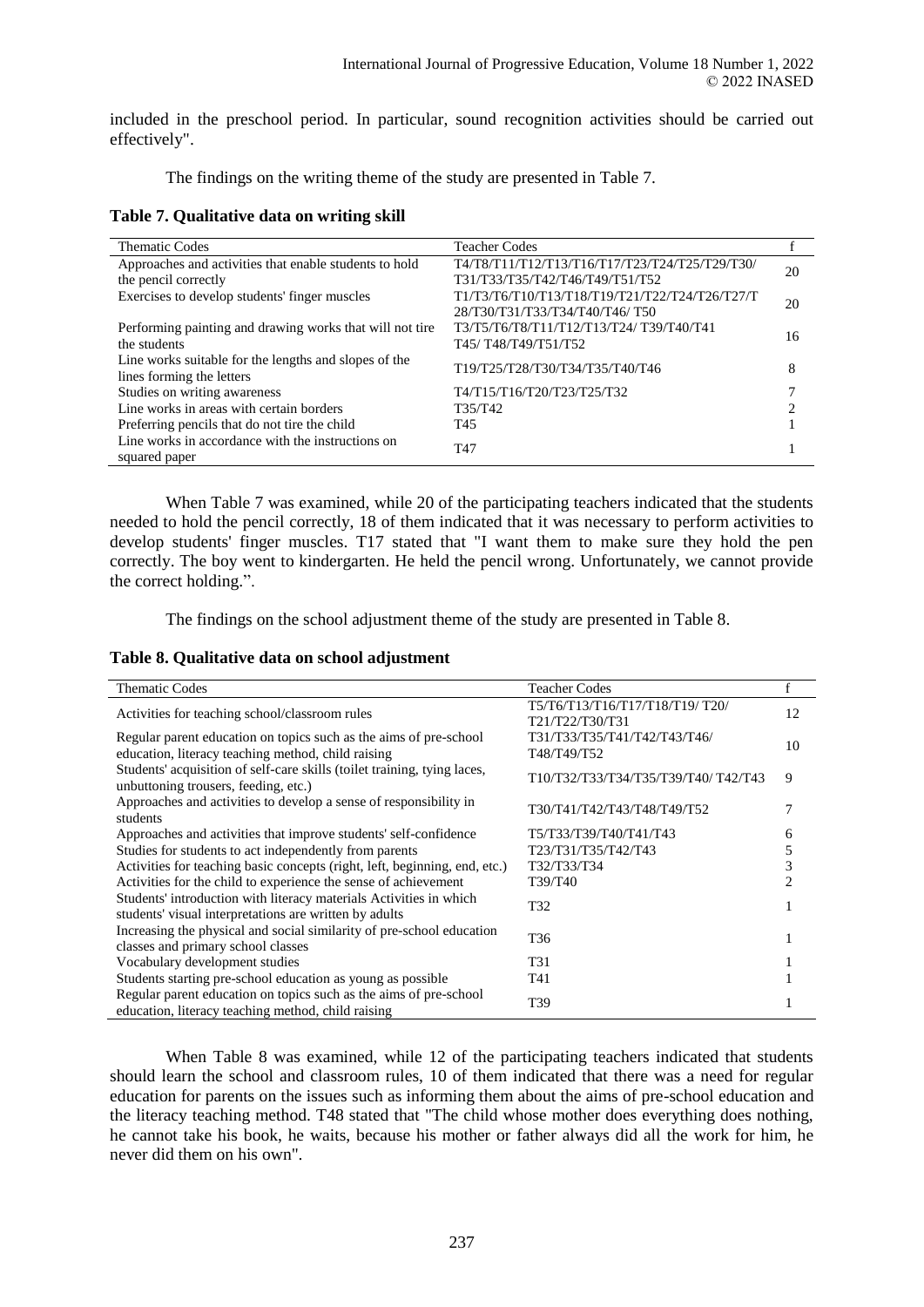included in the preschool period. In particular, sound recognition activities should be carried out effectively".

The findings on the writing theme of the study are presented in Table 7.

**Table 7. Qualitative data on writing skill**

| Thematic Codes | Teacher Codes | f |
|---|---|---|
| Approaches and activities that enable students to hold the pencil correctly | T4/T8/T11/T12/T13/T16/T17/T23/T24/T25/T29/T30/T31/T33/T35/T42/T46/T49/T51/T52 | 20 |
| Exercises to develop students' finger muscles | T1/T3/T6/T10/T13/T18/T19/T21/T22/T24/T26/T27/T28/T30/T31/T33/T34/T40/T46/ T50 | 20 |
| Performing painting and drawing works that will not tire the students | T3/T5/T6/T8/T11/T12/T13/T24/ T39/T40/T41 T45/ T48/T49/T51/T52 | 16 |
| Line works suitable for the lengths and slopes of the lines forming the letters | T19/T25/T28/T30/T34/T35/T40/T46 | 8 |
| Studies on writing awareness | T4/T15/T16/T20/T23/T25/T32 | 7 |
| Line works in areas with certain borders | T35/T42 | 2 |
| Preferring pencils that do not tire the child | T45 | 1 |
| Line works in accordance with the instructions on squared paper | T47 | 1 |

When Table 7 was examined, while 20 of the participating teachers indicated that the students needed to hold the pencil correctly, 18 of them indicated that it was necessary to perform activities to develop students' finger muscles. T17 stated that "I want them to make sure they hold the pen correctly. The boy went to kindergarten. He held the pencil wrong. Unfortunately, we cannot provide the correct holding.".

The findings on the school adjustment theme of the study are presented in Table 8.

**Table 8. Qualitative data on school adjustment**

| Thematic Codes | Teacher Codes | f |
|---|---|---|
| Activities for teaching school/classroom rules | T5/T6/T13/T16/T17/T18/T19/ T20/ T21/T22/T30/T31 | 12 |
| Regular parent education on topics such as the aims of pre-school education, literacy teaching method, child raising | T31/T33/T35/T41/T42/T43/T46/ T48/T49/T52 | 10 |
| Students' acquisition of self-care skills (toilet training, tying laces, unbuttoning trousers, feeding, etc.) | T10/T32/T33/T34/T35/T39/T40/ T42/T43 | 9 |
| Approaches and activities to develop a sense of responsibility in students | T30/T41/T42/T43/T48/T49/T52 | 7 |
| Approaches and activities that improve students' self-confidence | T5/T33/T39/T40/T41/T43 | 6 |
| Studies for students to act independently from parents | T23/T31/T35/T42/T43 | 5 |
| Activities for teaching basic concepts (right, left, beginning, end, etc.) | T32/T33/T34 | 3 |
| Activities for the child to experience the sense of achievement | T39/T40 | 2 |
| Students' introduction with literacy materials Activities in which students' visual interpretations are written by adults | T32 | 1 |
| Increasing the physical and social similarity of pre-school education classes and primary school classes | T36 | 1 |
| Vocabulary development studies | T31 | 1 |
| Students starting pre-school education as young as possible | T41 | 1 |
| Regular parent education on topics such as the aims of pre-school education, literacy teaching method, child raising | T39 | 1 |

When Table 8 was examined, while 12 of the participating teachers indicated that students should learn the school and classroom rules, 10 of them indicated that there was a need for regular education for parents on the issues such as informing them about the aims of pre-school education and the literacy teaching method. T48 stated that "The child whose mother does everything does nothing, he cannot take his book, he waits, because his mother or father always did all the work for him, he never did them on his own".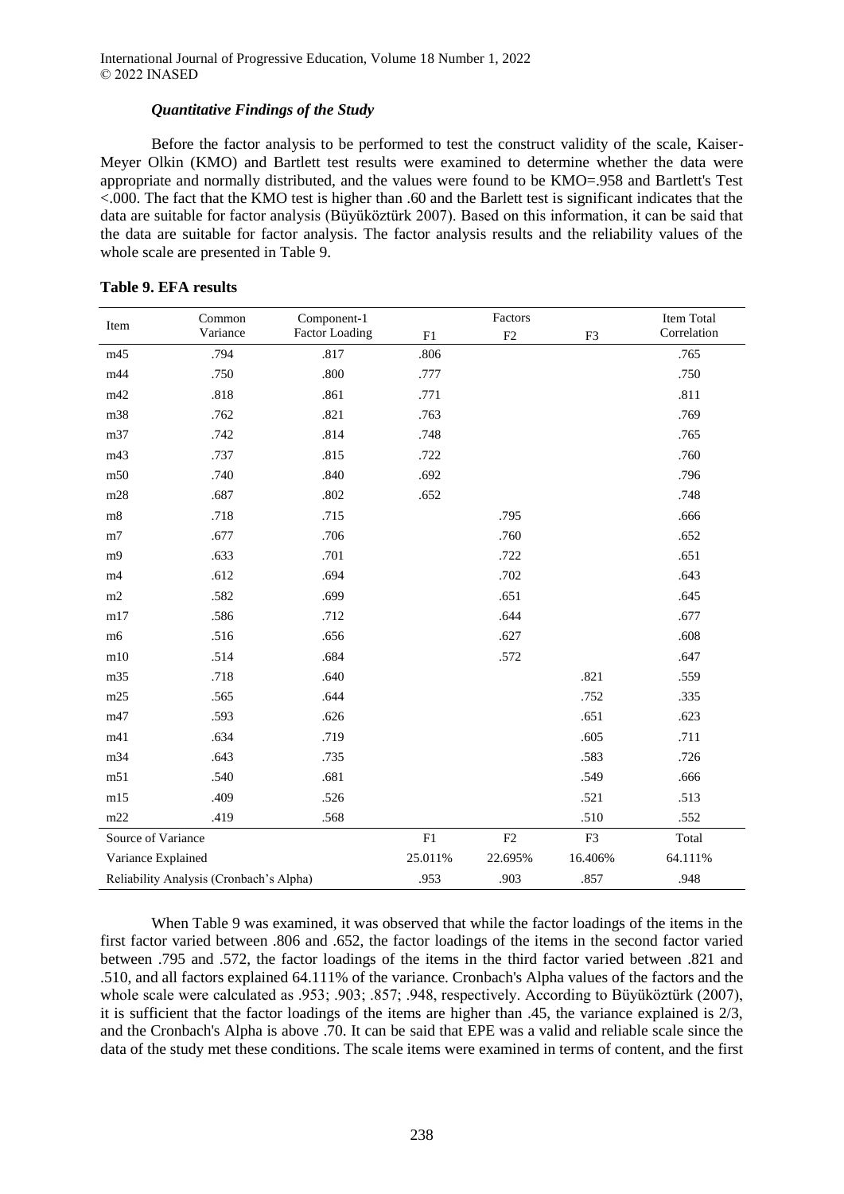### *Quantitative Findings of the Study*

Before the factor analysis to be performed to test the construct validity of the scale, Kaiser-Meyer Olkin (KMO) and Bartlett test results were examined to determine whether the data were appropriate and normally distributed, and the values were found to be KMO=.958 and Bartlett's Test <.000. The fact that the KMO test is higher than .60 and the Barlett test is significant indicates that the data are suitable for factor analysis (Büyüköztürk 2007). Based on this information, it can be said that the data are suitable for factor analysis. The factor analysis results and the reliability values of the whole scale are presented in Table 9.

**Table 9. EFA results**

| Item | Common Variance | Component-1 Factor Loading | Factors | | | Item Total Correlation |
|---|---|---|---|---|---|---|
| | | | F1 | F2 | F3 | |
| m45 | .794 | .817 | .806 | | | .765 |
| m44 | .750 | .800 | .777 | | | .750 |
| m42 | .818 | .861 | .771 | | | .811 |
| m38 | .762 | .821 | .763 | | | .769 |
| m37 | .742 | .814 | .748 | | | .765 |
| m43 | .737 | .815 | .722 | | | .760 |
| m50 | .740 | .840 | .692 | | | .796 |
| m28 | .687 | .802 | .652 | | | .748 |
| m8 | .718 | .715 | | .795 | | .666 |
| m7 | .677 | .706 | | .760 | | .652 |
| m9 | .633 | .701 | | .722 | | .651 |
| m4 | .612 | .694 | | .702 | | .643 |
| m2 | .582 | .699 | | .651 | | .645 |
| m17 | .586 | .712 | | .644 | | .677 |
| m6 | .516 | .656 | | .627 | | .608 |
| m10 | .514 | .684 | | .572 | | .647 |
| m35 | .718 | .640 | | | .821 | .559 |
| m25 | .565 | .644 | | | .752 | .335 |
| m47 | .593 | .626 | | | .651 | .623 |
| m41 | .634 | .719 | | | .605 | .711 |
| m34 | .643 | .735 | | | .583 | .726 |
| m51 | .540 | .681 | | | .549 | .666 |
| m15 | .409 | .526 | | | .521 | .513 |
| m22 | .419 | .568 | | | .510 | .552 |
| Source of Variance | | | F1 | F2 | F3 | Total |
| Variance Explained | | | 25.011% | 22.695% | 16.406% | 64.111% |
| Reliability Analysis (Cronbach's Alpha) | | | .953 | .903 | .857 | .948 |

When Table 9 was examined, it was observed that while the factor loadings of the items in the first factor varied between .806 and .652, the factor loadings of the items in the second factor varied between .795 and .572, the factor loadings of the items in the third factor varied between .821 and .510, and all factors explained 64.111% of the variance. Cronbach's Alpha values of the factors and the whole scale were calculated as .953; .903; .857; .948, respectively. According to Büyüköztürk (2007), it is sufficient that the factor loadings of the items are higher than .45, the variance explained is 2/3, and the Cronbach's Alpha is above .70. It can be said that EPE was a valid and reliable scale since the data of the study met these conditions. The scale items were examined in terms of content, and the first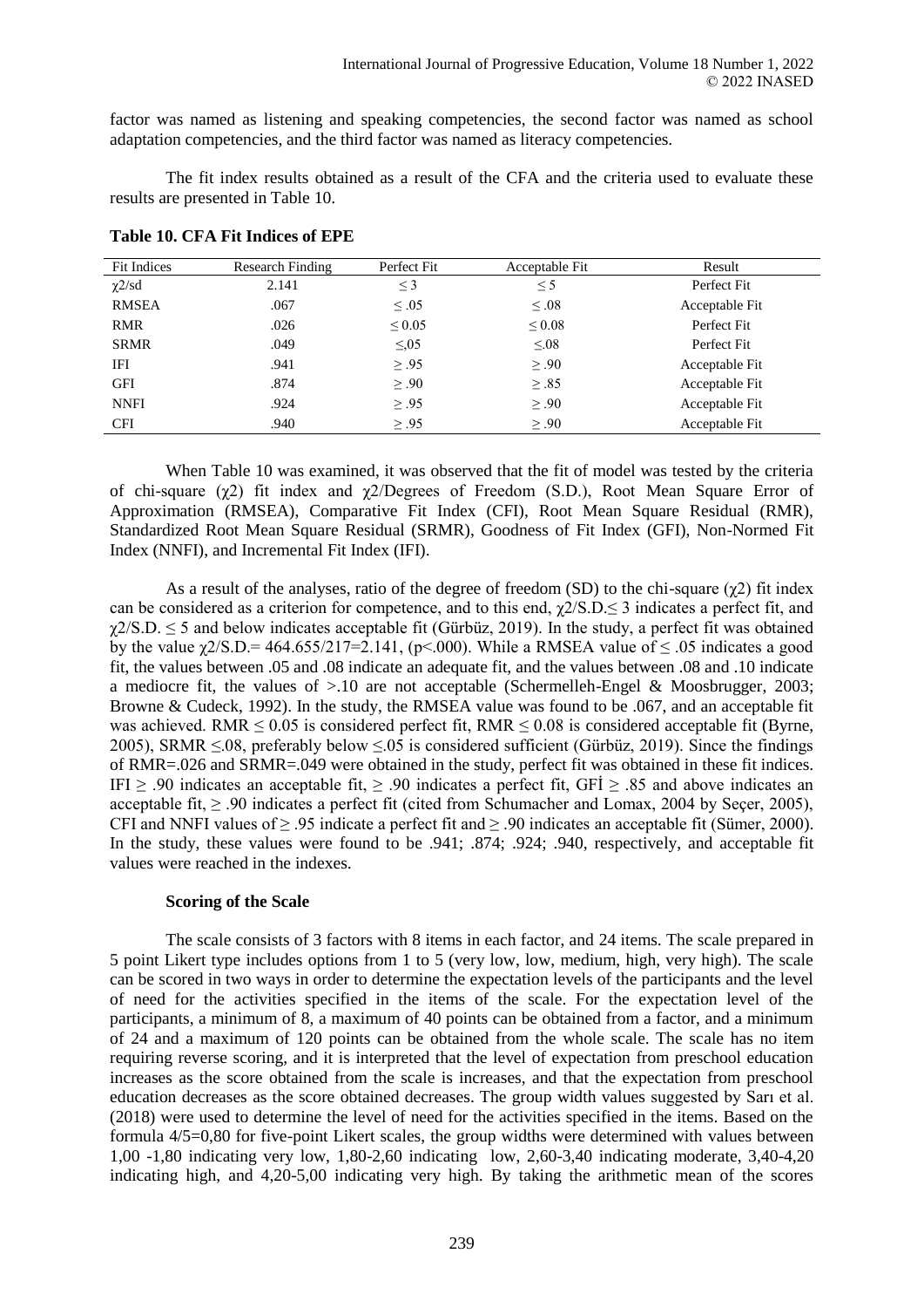factor was named as listening and speaking competencies, the second factor was named as school adaptation competencies, and the third factor was named as literacy competencies.

The fit index results obtained as a result of the CFA and the criteria used to evaluate these results are presented in Table 10.

**Table 10. CFA Fit Indices of EPE**

| Fit Indices | Research Finding | Perfect Fit | Acceptable Fit | Result |
|---|---|---|---|---|
| $\chi 2$/sd | 2.141 | ≤ 3 | ≤ 5 | Perfect Fit |
| RMSEA | .067 | ≤ .05 | ≤ .08 | Acceptable Fit |
| RMR | .026 | ≤ 0.05 | ≤ 0.08 | Perfect Fit |
| SRMR | .049 | ≤,05 | ≤.08 | Perfect Fit |
| IFI | .941 | ≥ .95 | ≥ .90 | Acceptable Fit |
| GFI | .874 | ≥ .90 | ≥ .85 | Acceptable Fit |
| NNFI | .924 | ≥ .95 | ≥ .90 | Acceptable Fit |
| CFI | .940 | ≥ .95 | ≥ .90 | Acceptable Fit |

When Table 10 was examined, it was observed that the fit of model was tested by the criteria of chi-square ($\chi 2$) fit index and $\chi 2$/Degrees of Freedom (S.D.), Root Mean Square Error of Approximation (RMSEA), Comparative Fit Index (CFI), Root Mean Square Residual (RMR), Standardized Root Mean Square Residual (SRMR), Goodness of Fit Index (GFI), Non-Normed Fit Index (NNFI), and Incremental Fit Index (IFI).

As a result of the analyses, ratio of the degree of freedom (SD) to the chi-square ($\chi 2$) fit index can be considered as a criterion for competence, and to this end, $\chi 2$/S.D.≤ 3 indicates a perfect fit, and $\chi 2$/S.D. ≤ 5 and below indicates acceptable fit (Gürbüz, 2019). In the study, a perfect fit was obtained by the value $\chi 2$/S.D.= 464.655/217=2.141, (p<.000). While a RMSEA value of ≤ .05 indicates a good fit, the values between .05 and .08 indicate an adequate fit, and the values between .08 and .10 indicate a mediocre fit, the values of >.10 are not acceptable (Schermelleh-Engel & Moosbrugger, 2003; Browne & Cudeck, 1992). In the study, the RMSEA value was found to be .067, and an acceptable fit was achieved. RMR ≤ 0.05 is considered perfect fit, RMR ≤ 0.08 is considered acceptable fit (Byrne, 2005), SRMR ≤.08, preferably below ≤.05 is considered sufficient (Gürbüz, 2019). Since the findings of RMR=.026 and SRMR=.049 were obtained in the study, perfect fit was obtained in these fit indices. IFI ≥ .90 indicates an acceptable fit, ≥ .90 indicates a perfect fit, GFİ ≥ .85 and above indicates an acceptable fit, ≥ .90 indicates a perfect fit (cited from Schumacher and Lomax, 2004 by Seçer, 2005), CFI and NNFI values of ≥ .95 indicate a perfect fit and ≥ .90 indicates an acceptable fit (Sümer, 2000). In the study, these values were found to be .941; .874; .924; .940, respectively, and acceptable fit values were reached in the indexes.

**Scoring of the Scale**

The scale consists of 3 factors with 8 items in each factor, and 24 items. The scale prepared in 5 point Likert type includes options from 1 to 5 (very low, low, medium, high, very high). The scale can be scored in two ways in order to determine the expectation levels of the participants and the level of need for the activities specified in the items of the scale. For the expectation level of the participants, a minimum of 8, a maximum of 40 points can be obtained from a factor, and a minimum of 24 and a maximum of 120 points can be obtained from the whole scale. The scale has no item requiring reverse scoring, and it is interpreted that the level of expectation from preschool education increases as the score obtained from the scale is increases, and that the expectation from preschool education decreases as the score obtained decreases. The group width values suggested by Sarı et al. (2018) were used to determine the level of need for the activities specified in the items. Based on the formula 4/5=0,80 for five-point Likert scales, the group widths were determined with values between 1,00 -1,80 indicating very low, 1,80-2,60 indicating low, 2,60-3,40 indicating moderate, 3,40-4,20 indicating high, and 4,20-5,00 indicating very high. By taking the arithmetic mean of the scores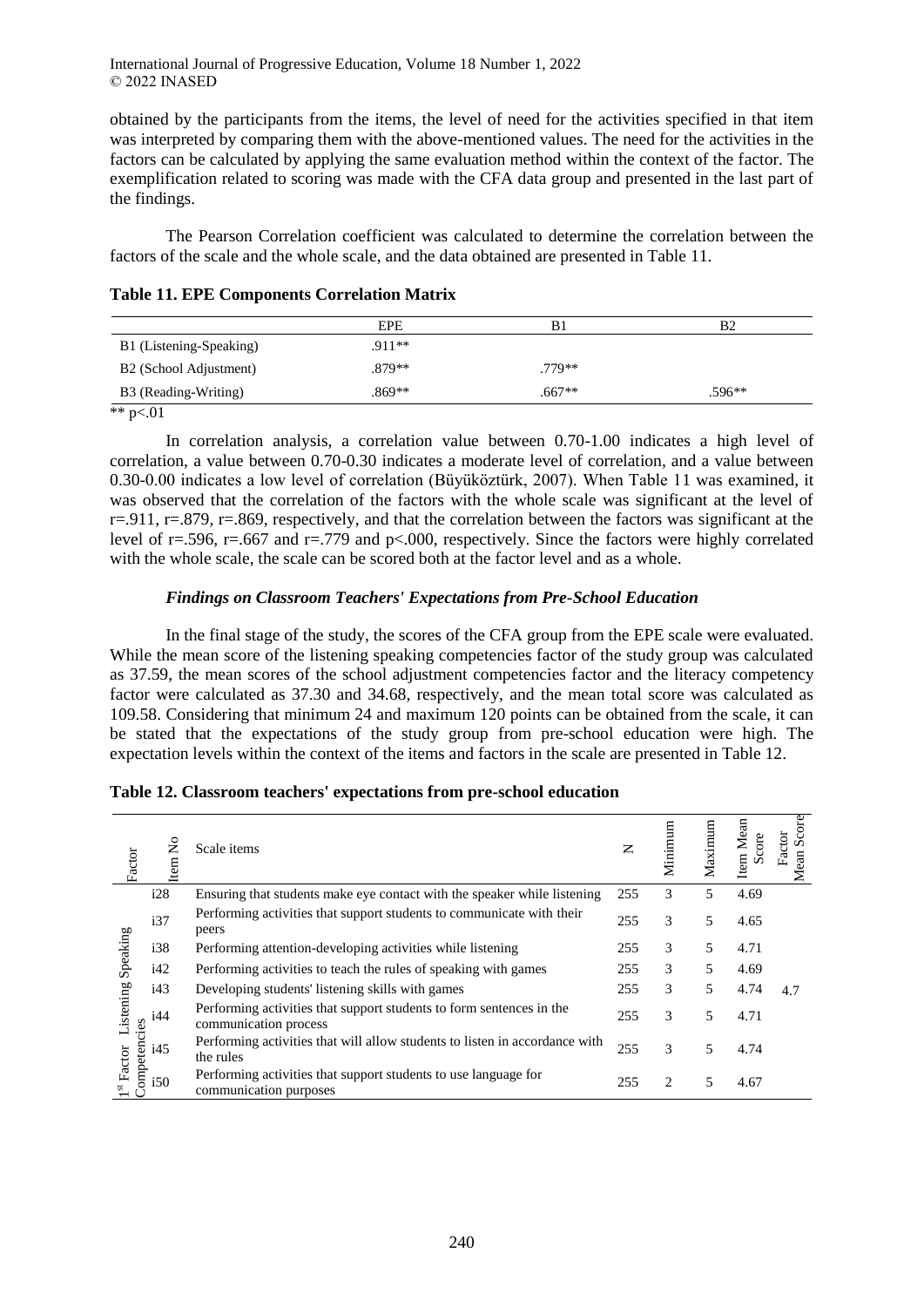obtained by the participants from the items, the level of need for the activities specified in that item was interpreted by comparing them with the above-mentioned values. The need for the activities in the factors can be calculated by applying the same evaluation method within the context of the factor. The exemplification related to scoring was made with the CFA data group and presented in the last part of the findings.

The Pearson Correlation coefficient was calculated to determine the correlation between the factors of the scale and the whole scale, and the data obtained are presented in Table 11.

**Table 11. EPE Components Correlation Matrix**

| | EPE | B1 | B2 |
|---|---|---|---|
| B1 (Listening-Speaking) | .911** | | |
| B2 (School Adjustment) | .879** | .779** | |
| B3 (Reading-Writing) | .869** | .667** | .596** |

** p<.01

In correlation analysis, a correlation value between 0.70-1.00 indicates a high level of correlation, a value between 0.70-0.30 indicates a moderate level of correlation, and a value between 0.30-0.00 indicates a low level of correlation (Büyüköztürk, 2007). When Table 11 was examined, it was observed that the correlation of the factors with the whole scale was significant at the level of r=.911, r=.879, r=.869, respectively, and that the correlation between the factors was significant at the level of r=.596, r=.667 and r=.779 and p<.000, respectively. Since the factors were highly correlated with the whole scale, the scale can be scored both at the factor level and as a whole.

### *Findings on Classroom Teachers' Expectations from Pre-School Education*

In the final stage of the study, the scores of the CFA group from the EPE scale were evaluated. While the mean score of the listening speaking competencies factor of the study group was calculated as 37.59, the mean scores of the school adjustment competencies factor and the literacy competency factor were calculated as 37.30 and 34.68, respectively, and the mean total score was calculated as 109.58. Considering that minimum 24 and maximum 120 points can be obtained from the scale, it can be stated that the expectations of the study group from pre-school education were high. The expectation levels within the context of the items and factors in the scale are presented in Table 12.

**Table 12. Classroom teachers' expectations from pre-school education**

| Factor | Item No | Scale items | N | Minimum | Maximum | Item Mean Score | Factor Mean Score |
|---|---|---|---|---|---|---|---|
| 1st Factor Listening Speaking Competencies | i28 | Ensuring that students make eye contact with the speaker while listening | 255 | 3 | 5 | 4.69 | 4.7 |
| | i37 | Performing activities that support students to communicate with their peers | 255 | 3 | 5 | 4.65 | |
| | i38 | Performing attention-developing activities while listening | 255 | 3 | 5 | 4.71 | |
| | i42 | Performing activities to teach the rules of speaking with games | 255 | 3 | 5 | 4.69 | |
| | i43 | Developing students' listening skills with games | 255 | 3 | 5 | 4.74 | |
| | i44 | Performing activities that support students to form sentences in the communication process | 255 | 3 | 5 | 4.71 | |
| | i45 | Performing activities that will allow students to listen in accordance with the rules | 255 | 3 | 5 | 4.74 | |
| | i50 | Performing activities that support students to use language for communication purposes | 255 | 2 | 5 | 4.67 | |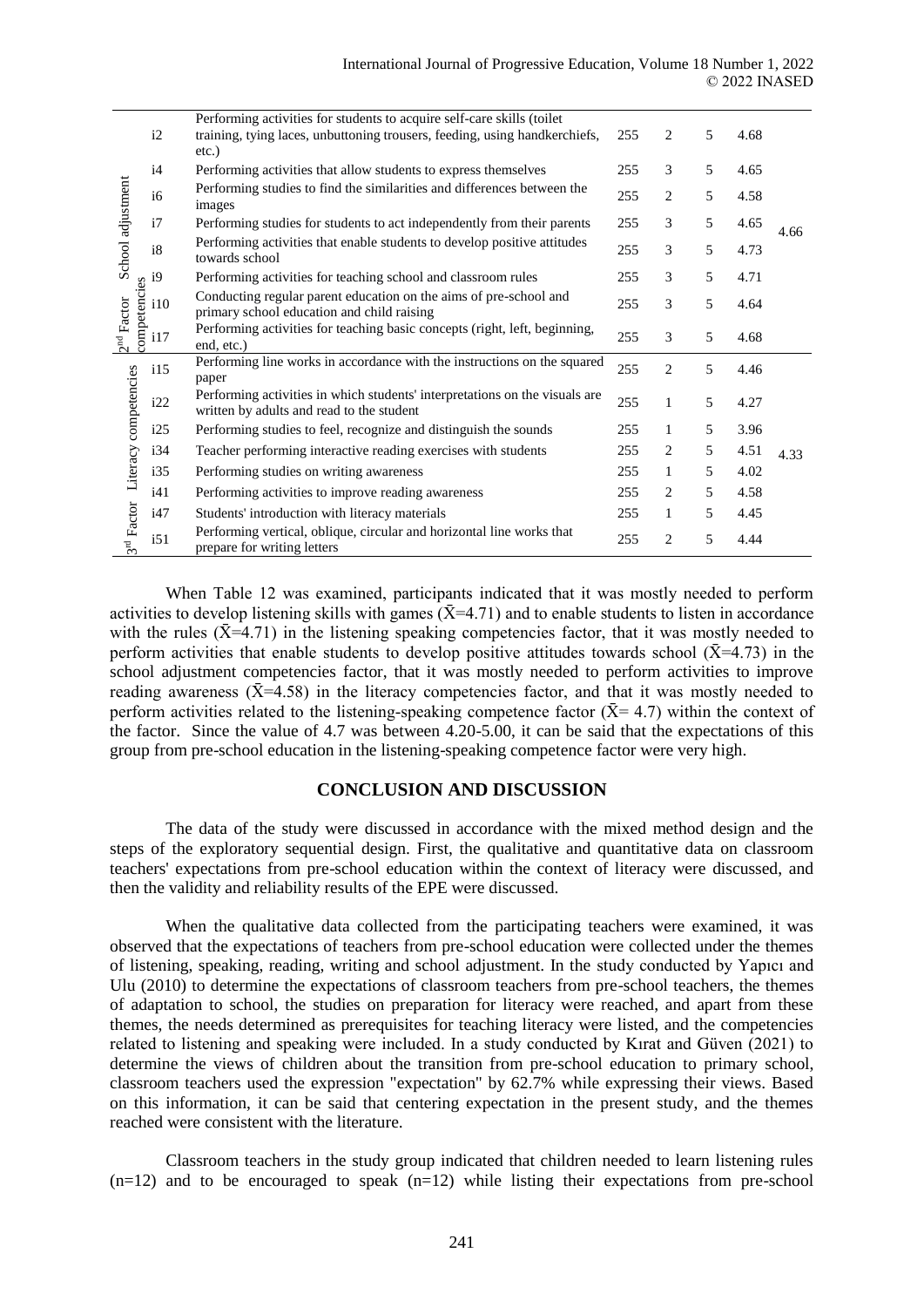| | | | | | | | |
|---|---|---|---|---|---|---|---|
| 2nd Factor School adjustment competencies | i2 | Performing activities for students to acquire self-care skills (toilet training, tying laces, unbuttoning trousers, feeding, using handkerchiefs, etc.) | 255 | 2 | 5 | 4.68 | 4.66 |
| | i4 | Performing activities that allow students to express themselves | 255 | 3 | 5 | 4.65 | |
| | i6 | Performing studies to find the similarities and differences between the images | 255 | 2 | 5 | 4.58 | |
| | i7 | Performing studies for students to act independently from their parents | 255 | 3 | 5 | 4.65 | |
| | i8 | Performing activities that enable students to develop positive attitudes towards school | 255 | 3 | 5 | 4.73 | |
| | i9 | Performing activities for teaching school and classroom rules | 255 | 3 | 5 | 4.71 | |
| | i10 | Conducting regular parent education on the aims of pre-school and primary school education and child raising | 255 | 3 | 5 | 4.64 | |
| | i17 | Performing activities for teaching basic concepts (right, left, beginning, end, etc.) | 255 | 3 | 5 | 4.68 | |
| 3rd Factor Literacy competencies | i15 | Performing line works in accordance with the instructions on the squared paper | 255 | 2 | 5 | 4.46 | 4.33 |
| | i22 | Performing activities in which students' interpretations on the visuals are written by adults and read to the student | 255 | 1 | 5 | 4.27 | |
| | i25 | Performing studies to feel, recognize and distinguish the sounds | 255 | 1 | 5 | 3.96 | |
| | i34 | Teacher performing interactive reading exercises with students | 255 | 2 | 5 | 4.51 | |
| | i35 | Performing studies on writing awareness | 255 | 1 | 5 | 4.02 | |
| | i41 | Performing activities to improve reading awareness | 255 | 2 | 5 | 4.58 | |
| | i47 | Students' introduction with literacy materials | 255 | 1 | 5 | 4.45 | |
| | i51 | Performing vertical, oblique, circular and horizontal line works that prepare for writing letters | 255 | 2 | 5 | 4.44 | |

When Table 12 was examined, participants indicated that it was mostly needed to perform activities to develop listening skills with games ($\bar{X}$=4.71) and to enable students to listen in accordance with the rules ($\bar{X}$=4.71) in the listening speaking competencies factor, that it was mostly needed to perform activities that enable students to develop positive attitudes towards school ($\bar{X}$=4.73) in the school adjustment competencies factor, that it was mostly needed to perform activities to improve reading awareness ($\bar{X}$=4.58) in the literacy competencies factor, and that it was mostly needed to perform activities related to the listening-speaking competence factor ($\bar{X}$= 4.7) within the context of the factor. Since the value of 4.7 was between 4.20-5.00, it can be said that the expectations of this group from pre-school education in the listening-speaking competence factor were very high.

## CONCLUSION AND DISCUSSION

The data of the study were discussed in accordance with the mixed method design and the steps of the exploratory sequential design. First, the qualitative and quantitative data on classroom teachers' expectations from pre-school education within the context of literacy were discussed, and then the validity and reliability results of the EPE were discussed.

When the qualitative data collected from the participating teachers were examined, it was observed that the expectations of teachers from pre-school education were collected under the themes of listening, speaking, reading, writing and school adjustment. In the study conducted by Yapıcı and Ulu (2010) to determine the expectations of classroom teachers from pre-school teachers, the themes of adaptation to school, the studies on preparation for literacy were reached, and apart from these themes, the needs determined as prerequisites for teaching literacy were listed, and the competencies related to listening and speaking were included. In a study conducted by Kırat and Güven (2021) to determine the views of children about the transition from pre-school education to primary school, classroom teachers used the expression "expectation" by 62.7% while expressing their views. Based on this information, it can be said that centering expectation in the present study, and the themes reached were consistent with the literature.

Classroom teachers in the study group indicated that children needed to learn listening rules (n=12) and to be encouraged to speak (n=12) while listing their expectations from pre-school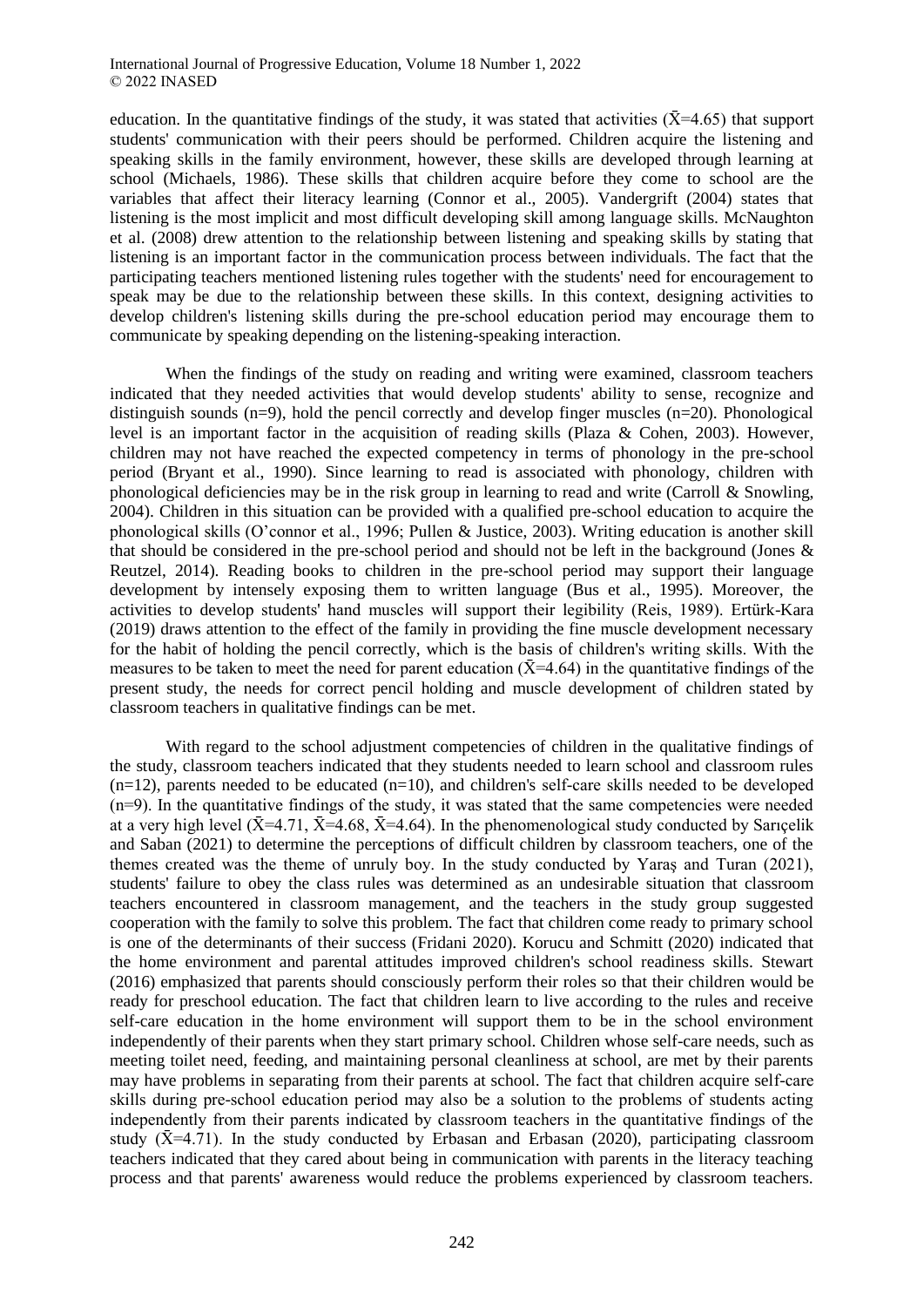education. In the quantitative findings of the study, it was stated that activities ($\bar{X}$=4.65) that support students' communication with their peers should be performed. Children acquire the listening and speaking skills in the family environment, however, these skills are developed through learning at school (Michaels, 1986). These skills that children acquire before they come to school are the variables that affect their literacy learning (Connor et al., 2005). Vandergrift (2004) states that listening is the most implicit and most difficult developing skill among language skills. McNaughton et al. (2008) drew attention to the relationship between listening and speaking skills by stating that listening is an important factor in the communication process between individuals. The fact that the participating teachers mentioned listening rules together with the students' need for encouragement to speak may be due to the relationship between these skills. In this context, designing activities to develop children's listening skills during the pre-school education period may encourage them to communicate by speaking depending on the listening-speaking interaction.

When the findings of the study on reading and writing were examined, classroom teachers indicated that they needed activities that would develop students' ability to sense, recognize and distinguish sounds (n=9), hold the pencil correctly and develop finger muscles (n=20). Phonological level is an important factor in the acquisition of reading skills (Plaza & Cohen, 2003). However, children may not have reached the expected competency in terms of phonology in the pre-school period (Bryant et al., 1990). Since learning to read is associated with phonology, children with phonological deficiencies may be in the risk group in learning to read and write (Carroll & Snowling, 2004). Children in this situation can be provided with a qualified pre-school education to acquire the phonological skills (O'connor et al., 1996; Pullen & Justice, 2003). Writing education is another skill that should be considered in the pre-school period and should not be left in the background (Jones & Reutzel, 2014). Reading books to children in the pre-school period may support their language development by intensely exposing them to written language (Bus et al., 1995). Moreover, the activities to develop students' hand muscles will support their legibility (Reis, 1989). Ertürk-Kara (2019) draws attention to the effect of the family in providing the fine muscle development necessary for the habit of holding the pencil correctly, which is the basis of children's writing skills. With the measures to be taken to meet the need for parent education ($\bar{X}$=4.64) in the quantitative findings of the present study, the needs for correct pencil holding and muscle development of children stated by classroom teachers in qualitative findings can be met.

With regard to the school adjustment competencies of children in the qualitative findings of the study, classroom teachers indicated that they students needed to learn school and classroom rules (n=12), parents needed to be educated (n=10), and children's self-care skills needed to be developed (n=9). In the quantitative findings of the study, it was stated that the same competencies were needed at a very high level ($\bar{X}$=4.71, $\bar{X}$=4.68, $\bar{X}$=4.64). In the phenomenological study conducted by Sarıçelik and Saban (2021) to determine the perceptions of difficult children by classroom teachers, one of the themes created was the theme of unruly boy. In the study conducted by Yaraş and Turan (2021), students' failure to obey the class rules was determined as an undesirable situation that classroom teachers encountered in classroom management, and the teachers in the study group suggested cooperation with the family to solve this problem. The fact that children come ready to primary school is one of the determinants of their success (Fridani 2020). Korucu and Schmitt (2020) indicated that the home environment and parental attitudes improved children's school readiness skills. Stewart (2016) emphasized that parents should consciously perform their roles so that their children would be ready for preschool education. The fact that children learn to live according to the rules and receive self-care education in the home environment will support them to be in the school environment independently of their parents when they start primary school. Children whose self-care needs, such as meeting toilet need, feeding, and maintaining personal cleanliness at school, are met by their parents may have problems in separating from their parents at school. The fact that children acquire self-care skills during pre-school education period may also be a solution to the problems of students acting independently from their parents indicated by classroom teachers in the quantitative findings of the study ($\bar{X}$=4.71). In the study conducted by Erbasan and Erbasan (2020), participating classroom teachers indicated that they cared about being in communication with parents in the literacy teaching process and that parents' awareness would reduce the problems experienced by classroom teachers.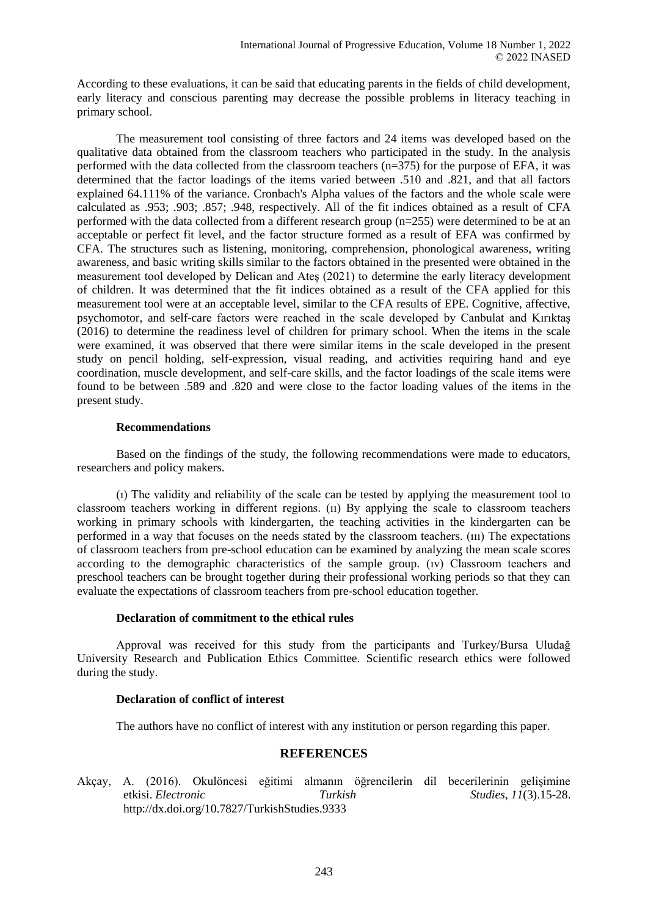According to these evaluations, it can be said that educating parents in the fields of child development, early literacy and conscious parenting may decrease the possible problems in literacy teaching in primary school.

The measurement tool consisting of three factors and 24 items was developed based on the qualitative data obtained from the classroom teachers who participated in the study. In the analysis performed with the data collected from the classroom teachers (n=375) for the purpose of EFA, it was determined that the factor loadings of the items varied between .510 and .821, and that all factors explained 64.111% of the variance. Cronbach's Alpha values of the factors and the whole scale were calculated as .953; .903; .857; .948, respectively. All of the fit indices obtained as a result of CFA performed with the data collected from a different research group (n=255) were determined to be at an acceptable or perfect fit level, and the factor structure formed as a result of EFA was confirmed by CFA. The structures such as listening, monitoring, comprehension, phonological awareness, writing awareness, and basic writing skills similar to the factors obtained in the presented were obtained in the measurement tool developed by Delican and Ateş (2021) to determine the early literacy development of children. It was determined that the fit indices obtained as a result of the CFA applied for this measurement tool were at an acceptable level, similar to the CFA results of EPE. Cognitive, affective, psychomotor, and self-care factors were reached in the scale developed by Canbulat and Kırıktaş (2016) to determine the readiness level of children for primary school. When the items in the scale were examined, it was observed that there were similar items in the scale developed in the present study on pencil holding, self-expression, visual reading, and activities requiring hand and eye coordination, muscle development, and self-care skills, and the factor loadings of the scale items were found to be between .589 and .820 and were close to the factor loading values of the items in the present study.

### Recommendations

Based on the findings of the study, the following recommendations were made to educators, researchers and policy makers.

(ı) The validity and reliability of the scale can be tested by applying the measurement tool to classroom teachers working in different regions. (ıı) By applying the scale to classroom teachers working in primary schools with kindergarten, the teaching activities in the kindergarten can be performed in a way that focuses on the needs stated by the classroom teachers. (ııı) The expectations of classroom teachers from pre-school education can be examined by analyzing the mean scale scores according to the demographic characteristics of the sample group. (ıv) Classroom teachers and preschool teachers can be brought together during their professional working periods so that they can evaluate the expectations of classroom teachers from pre-school education together.

### Declaration of commitment to the ethical rules

Approval was received for this study from the participants and Turkey/Bursa Uludağ University Research and Publication Ethics Committee. Scientific research ethics were followed during the study.

### Declaration of conflict of interest

The authors have no conflict of interest with any institution or person regarding this paper.

## REFERENCES

Akçay, A. (2016). Okulöncesi eğitimi almanın öğrencilerin dil becerilerinin gelişimine etkisi. *Electronic Turkish Studies*, *11*(3).15-28. http://dx.doi.org/10.7827/TurkishStudies.9333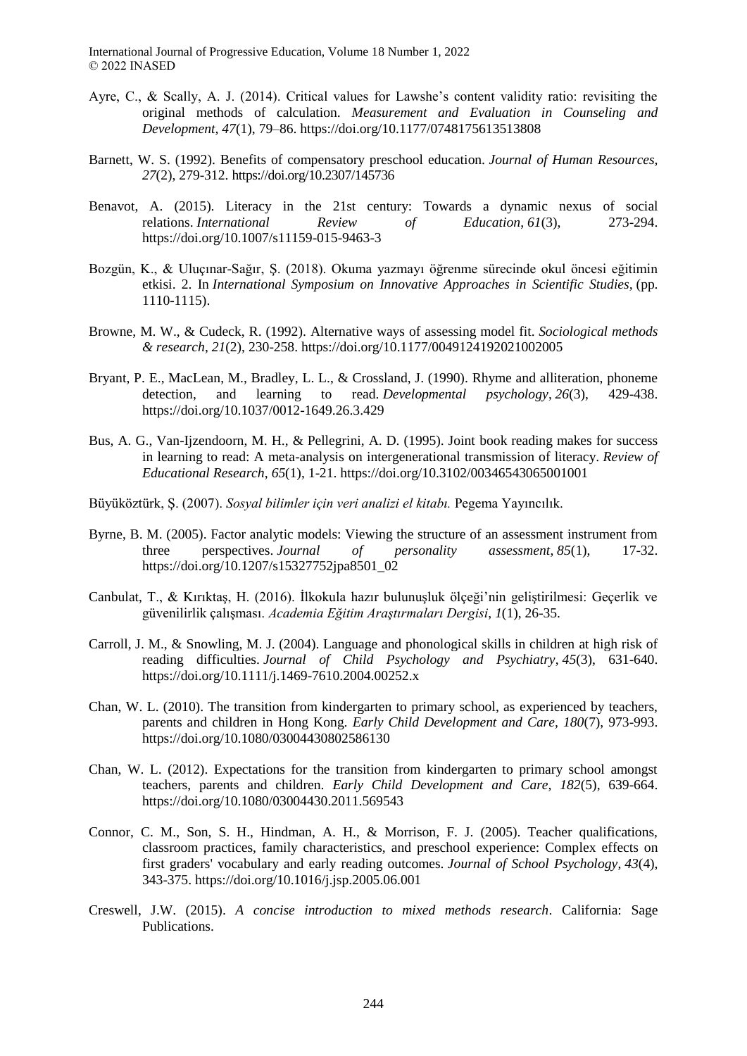Ayre, C., & Scally, A. J. (2014). Critical values for Lawshe's content validity ratio: revisiting the original methods of calculation. *Measurement and Evaluation in Counseling and Development, 47*(1), 79–86. https://doi.org/10.1177/0748175613513808

Barnett, W. S. (1992). Benefits of compensatory preschool education. *Journal of Human Resources, 27*(2), 279-312. https://doi.org/10.2307/145736

Benavot, A. (2015). Literacy in the 21st century: Towards a dynamic nexus of social relations. *International Review of Education*, *61*(3), 273-294. https://doi.org/10.1007/s11159-015-9463-3

Bozgün, K., & Uluçınar-Sağır, Ş. (2018). Okuma yazmayı öğrenme sürecinde okul öncesi eğitimin etkisi. 2. In *International Symposium on Innovative Approaches in Scientific Studies,* (pp. 1110-1115).

Browne, M. W., & Cudeck, R. (1992). Alternative ways of assessing model fit. *Sociological methods & research*, *21*(2), 230-258. https://doi.org/10.1177/0049124192021002005

Bryant, P. E., MacLean, M., Bradley, L. L., & Crossland, J. (1990). Rhyme and alliteration, phoneme detection, and learning to read. *Developmental psychology*, *26*(3), 429-438. https://doi.org/10.1037/0012-1649.26.3.429

Bus, A. G., Van-Ijzendoorn, M. H., & Pellegrini, A. D. (1995). Joint book reading makes for success in learning to read: A meta-analysis on intergenerational transmission of literacy. *Review of Educational Research*, *65*(1), 1-21. https://doi.org/10.3102/00346543065001001

Büyüköztürk, Ş. (2007). *Sosyal bilimler için veri analizi el kitabı.* Pegema Yayıncılık.

Byrne, B. M. (2005). Factor analytic models: Viewing the structure of an assessment instrument from three perspectives. *Journal of personality assessment*, *85*(1), 17-32. https://doi.org/10.1207/s15327752jpa8501_02

Canbulat, T., & Kırıktaş, H. (2016). İlkokula hazır bulunuşluk ölçeği'nin geliştirilmesi: Geçerlik ve güvenilirlik çalışması. *Academia Eğitim Araştırmaları Dergisi*, *1*(1), 26-35.

Carroll, J. M., & Snowling, M. J. (2004). Language and phonological skills in children at high risk of reading difficulties. *Journal of Child Psychology and Psychiatry*, *45*(3), 631-640. https://doi.org/10.1111/j.1469-7610.2004.00252.x

Chan, W. L. (2010). The transition from kindergarten to primary school, as experienced by teachers, parents and children in Hong Kong. *Early Child Development and Care, 180*(7), 973-993. https://doi.org/10.1080/03004430802586130

Chan, W. L. (2012). Expectations for the transition from kindergarten to primary school amongst teachers, parents and children. *Early Child Development and Care, 182*(5), 639-664. https://doi.org/10.1080/03004430.2011.569543

Connor, C. M., Son, S. H., Hindman, A. H., & Morrison, F. J. (2005). Teacher qualifications, classroom practices, family characteristics, and preschool experience: Complex effects on first graders' vocabulary and early reading outcomes. *Journal of School Psychology*, *43*(4), 343-375. https://doi.org/10.1016/j.jsp.2005.06.001

Creswell, J.W. (2015). *A concise introduction to mixed methods research*. California: Sage Publications.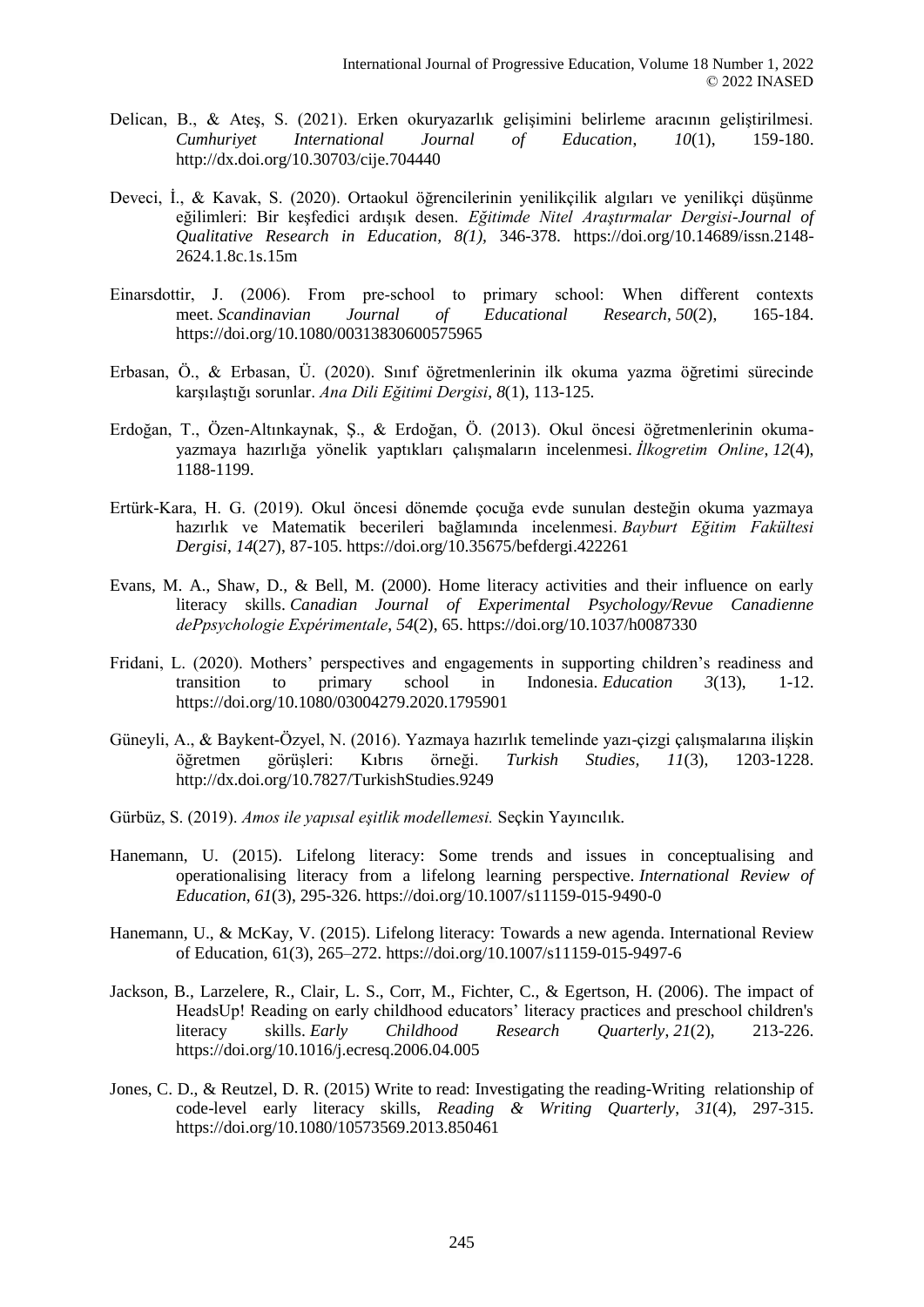Delican, B., & Ateş, S. (2021). Erken okuryazarlık gelişimini belirleme aracının geliştirilmesi. *Cumhuriyet International Journal of Education*, *10*(1), 159-180. http://dx.doi.org/10.30703/cije.704440

Deveci, İ., & Kavak, S. (2020). Ortaokul öğrencilerinin yenilikçilik algıları ve yenilikçi düşünme eğilimleri: Bir keşfedici ardışık desen. *Eğitimde Nitel Araştırmalar Dergisi-Journal of Qualitative Research in Education, 8(1)*, 346-378. https://doi.org/10.14689/issn.2148-2624.1.8c.1s.15m

Einarsdottir, J. (2006). From pre-school to primary school: When different contexts meet. *Scandinavian Journal of Educational Research*, *50*(2), 165-184. https://doi.org/10.1080/00313830600575965

Erbasan, Ö., & Erbasan, Ü. (2020). Sınıf öğretmenlerinin ilk okuma yazma öğretimi sürecinde karşılaştığı sorunlar. *Ana Dili Eğitimi Dergisi*, *8*(1), 113-125.

Erdoğan, T., Özen-Altınkaynak, Ş., & Erdoğan, Ö. (2013). Okul öncesi öğretmenlerinin okuma-yazmaya hazırlığa yönelik yaptıkları çalışmaların incelenmesi. *İlkogretim Online*, *12*(4), 1188-1199.

Ertürk-Kara, H. G. (2019). Okul öncesi dönemde çocuğa evde sunulan desteğin okuma yazmaya hazırlık ve Matematik becerileri bağlamında incelenmesi. *Bayburt Eğitim Fakültesi Dergisi*, *14*(27), 87-105. https://doi.org/10.35675/befdergi.422261

Evans, M. A., Shaw, D., & Bell, M. (2000). Home literacy activities and their influence on early literacy skills. *Canadian Journal of Experimental Psychology/Revue Canadienne dePpsychologie Expérimentale*, *54*(2), 65. https://doi.org/10.1037/h0087330

Fridani, L. (2020). Mothers' perspectives and engagements in supporting children's readiness and transition to primary school in Indonesia. *Education 3*(13), 1-12. https://doi.org/10.1080/03004279.2020.1795901

Güneyli, A., & Baykent-Özyel, N. (2016). Yazmaya hazırlık temelinde yazı-çizgi çalışmalarına ilişkin öğretmen görüşleri: Kıbrıs örneği. *Turkish Studies, 11*(3), 1203-1228. http://dx.doi.org/10.7827/TurkishStudies.9249

Gürbüz, S. (2019). *Amos ile yapısal eşitlik modellemesi.* Seçkin Yayıncılık.

Hanemann, U. (2015). Lifelong literacy: Some trends and issues in conceptualising and operationalising literacy from a lifelong learning perspective. *International Review of Education*, *61*(3), 295-326. https://doi.org/10.1007/s11159-015-9490-0

Hanemann, U., & McKay, V. (2015). Lifelong literacy: Towards a new agenda. International Review of Education, 61(3), 265–272. https://doi.org/10.1007/s11159-015-9497-6

Jackson, B., Larzelere, R., Clair, L. S., Corr, M., Fichter, C., & Egertson, H. (2006). The impact of HeadsUp! Reading on early childhood educators' literacy practices and preschool children's literacy skills. *Early Childhood Research Quarterly*, *21*(2), 213-226. https://doi.org/10.1016/j.ecresq.2006.04.005

Jones, C. D., & Reutzel, D. R. (2015) Write to read: Investigating the reading-Writing relationship of code-level early literacy skills, *Reading & Writing Quarterly*, *31*(4), 297-315. https://doi.org/10.1080/10573569.2013.850461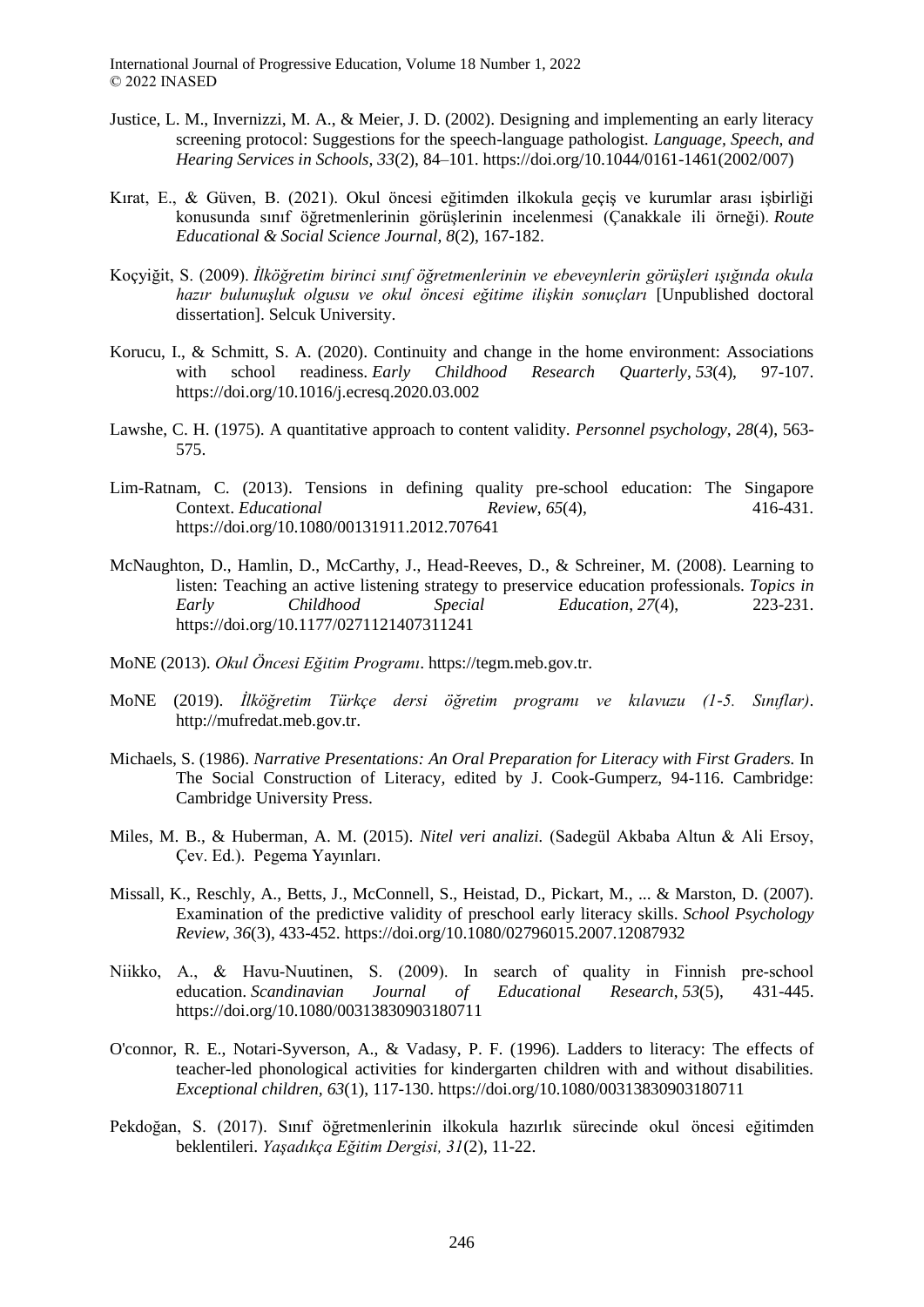Justice, L. M., Invernizzi, M. A., & Meier, J. D. (2002). Designing and implementing an early literacy screening protocol: Suggestions for the speech-language pathologist. *Language, Speech, and Hearing Services in Schools, 33*(2), 84–101. https://doi.org/10.1044/0161-1461(2002/007)

Kırat, E., & Güven, B. (2021). Okul öncesi eğitimden ilkokula geçiş ve kurumlar arası işbirliği konusunda sınıf öğretmenlerinin görüşlerinin incelenmesi (Çanakkale ili örneği). *Route Educational & Social Science Journal, 8*(2), 167-182.

Koçyiğit, S. (2009). *İlköğretim birinci sınıf öğretmenlerinin ve ebeveynlerin görüşleri ışığında okula hazır bulunuşluk olgusu ve okul öncesi eğitime ilişkin sonuçları* [Unpublished doctoral dissertation]. Selcuk University.

Korucu, I., & Schmitt, S. A. (2020). Continuity and change in the home environment: Associations with school readiness. *Early Childhood Research Quarterly*, *53*(4), 97-107. https://doi.org/10.1016/j.ecresq.2020.03.002

Lawshe, C. H. (1975). A quantitative approach to content validity. *Personnel psychology*, *28*(4), 563-575.

Lim-Ratnam, C. (2013). Tensions in defining quality pre-school education: The Singapore Context. *Educational Review*, *65*(4), 416-431. https://doi.org/10.1080/00131911.2012.707641

McNaughton, D., Hamlin, D., McCarthy, J., Head-Reeves, D., & Schreiner, M. (2008). Learning to listen: Teaching an active listening strategy to preservice education professionals. *Topics in Early Childhood Special Education*, *27*(4), 223-231. https://doi.org/10.1177/0271121407311241

MoNE (2013). *Okul Öncesi Eğitim Programı*. https://tegm.meb.gov.tr.

MoNE (2019). *İlköğretim Türkçe dersi öğretim programı ve kılavuzu (1-5. Sınıflar)*. http://mufredat.meb.gov.tr.

Michaels, S. (1986). *Narrative Presentations: An Oral Preparation for Literacy with First Graders.* In The Social Construction of Literacy, edited by J. Cook-Gumperz, 94-116. Cambridge: Cambridge University Press.

Miles, M. B., & Huberman, A. M. (2015). *Nitel veri analizi.* (Sadegül Akbaba Altun & Ali Ersoy, Çev. Ed.). Pegema Yayınları.

Missall, K., Reschly, A., Betts, J., McConnell, S., Heistad, D., Pickart, M., ... & Marston, D. (2007). Examination of the predictive validity of preschool early literacy skills. *School Psychology Review*, *36*(3), 433-452. https://doi.org/10.1080/02796015.2007.12087932

Niikko, A., & Havu-Nuutinen, S. (2009). In search of quality in Finnish pre-school education. *Scandinavian Journal of Educational Research*, *53*(5), 431-445. https://doi.org/10.1080/00313830903180711

O'connor, R. E., Notari-Syverson, A., & Vadasy, P. F. (1996). Ladders to literacy: The effects of teacher-led phonological activities for kindergarten children with and without disabilities. *Exceptional children*, *63*(1), 117-130. https://doi.org/10.1080/00313830903180711

Pekdoğan, S. (2017). Sınıf öğretmenlerinin ilkokula hazırlık sürecinde okul öncesi eğitimden beklentileri. *Yaşadıkça Eğitim Dergisi, 31*(2), 11-22.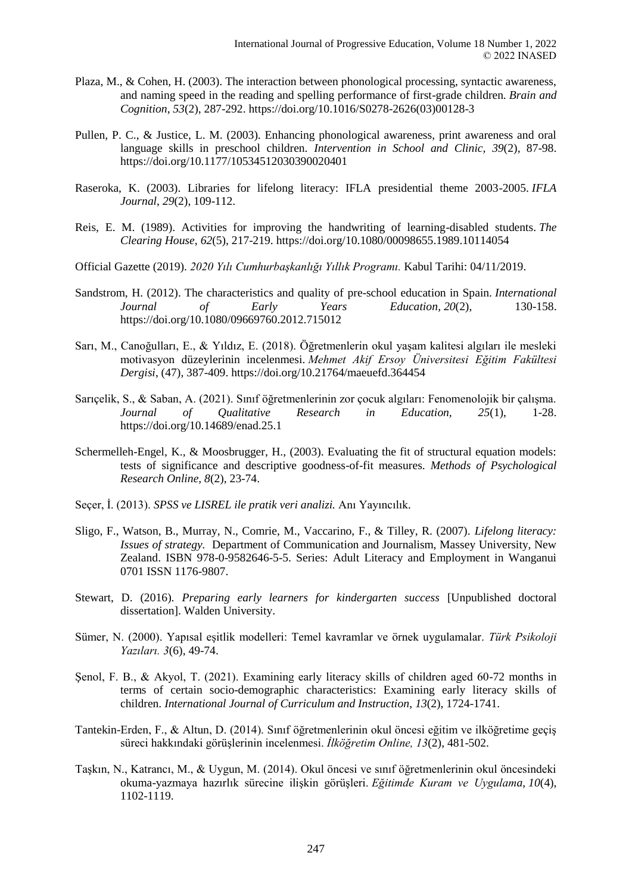Plaza, M., & Cohen, H. (2003). The interaction between phonological processing, syntactic awareness, and naming speed in the reading and spelling performance of first-grade children. *Brain and Cognition*, *53*(2), 287-292. https://doi.org/10.1016/S0278-2626(03)00128-3

Pullen, P. C., & Justice, L. M. (2003). Enhancing phonological awareness, print awareness and oral language skills in preschool children. *Intervention in School and Clinic, 39*(2), 87-98. https://doi.org/10.1177/10534512030390020401

Raseroka, K. (2003). Libraries for lifelong literacy: IFLA presidential theme 2003-2005. *IFLA Journal*, *29*(2), 109-112.

Reis, E. M. (1989). Activities for improving the handwriting of learning-disabled students. *The Clearing House*, *62*(5), 217-219. https://doi.org/10.1080/00098655.1989.10114054

Official Gazette (2019). *2020 Yılı Cumhurbaşkanlığı Yıllık Programı.* Kabul Tarihi: 04/11/2019.

Sandstrom, H. (2012). The characteristics and quality of pre-school education in Spain. *International Journal of Early Years Education*, *20*(2), 130-158. https://doi.org/10.1080/09669760.2012.715012

Sarı, M., Canoğulları, E., & Yıldız, E. (2018). Öğretmenlerin okul yaşam kalitesi algıları ile mesleki motivasyon düzeylerinin incelenmesi. *Mehmet Akif Ersoy Üniversitesi Eğitim Fakültesi Dergisi*, (47), 387-409. https://doi.org/10.21764/maeuefd.364454

Sarıçelik, S., & Saban, A. (2021). Sınıf öğretmenlerinin zor çocuk algıları: Fenomenolojik bir çalışma. *Journal of Qualitative Research in Education*, *25*(1), 1-28. https://doi.org/10.14689/enad.25.1

Schermelleh-Engel, K., & Moosbrugger, H., (2003). Evaluating the fit of structural equation models: tests of significance and descriptive goodness-of-fit measures. *Methods of Psychological Research Online, 8*(2), 23-74.

Seçer, İ. (2013). *SPSS ve LISREL ile pratik veri analizi.* Anı Yayıncılık.

Sligo, F., Watson, B., Murray, N., Comrie, M., Vaccarino, F., & Tilley, R. (2007). *Lifelong literacy: Issues of strategy.* Department of Communication and Journalism, Massey University, New Zealand. ISBN 978-0-9582646-5-5. Series: Adult Literacy and Employment in Wanganui 0701 ISSN 1176-9807.

Stewart, D. (2016). *Preparing early learners for kindergarten success* [Unpublished doctoral dissertation]. Walden University.

Sümer, N. (2000). Yapısal eşitlik modelleri: Temel kavramlar ve örnek uygulamalar. *Türk Psikoloji Yazıları. 3*(6), 49-74.

Şenol, F. B., & Akyol, T. (2021). Examining early literacy skills of children aged 60-72 months in terms of certain socio-demographic characteristics: Examining early literacy skills of children. *International Journal of Curriculum and Instruction*, *13*(2), 1724-1741.

Tantekin-Erden, F., & Altun, D. (2014). Sınıf öğretmenlerinin okul öncesi eğitim ve ilköğretime geçiş süreci hakkındaki görüşlerinin incelenmesi. *İlköğretim Online, 13*(2), 481-502.

Taşkın, N., Katrancı, M., & Uygun, M. (2014). Okul öncesi ve sınıf öğretmenlerinin okul öncesindeki okuma-yazmaya hazırlık sürecine ilişkin görüşleri. *Eğitimde Kuram ve Uygulama*, *10*(4), 1102-1119.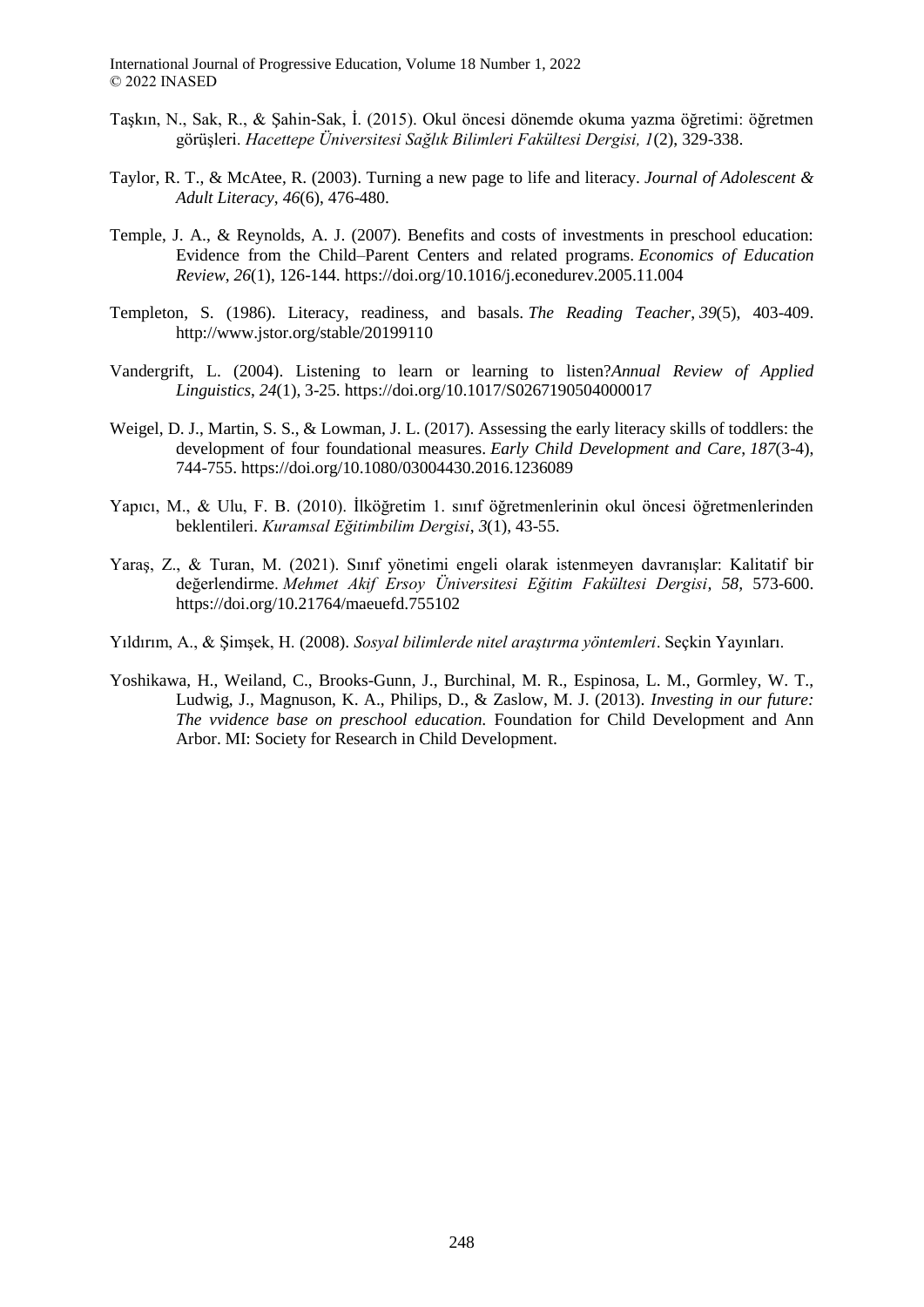Taşkın, N., Sak, R., & Şahin-Sak, İ. (2015). Okul öncesi dönemde okuma yazma öğretimi: öğretmen görüşleri. *Hacettepe Üniversitesi Sağlık Bilimleri Fakültesi Dergisi, 1*(2), 329-338.

Taylor, R. T., & McAtee, R. (2003). Turning a new page to life and literacy. *Journal of Adolescent & Adult Literacy*, *46*(6), 476-480.

Temple, J. A., & Reynolds, A. J. (2007). Benefits and costs of investments in preschool education: Evidence from the Child–Parent Centers and related programs. *Economics of Education Review*, *26*(1), 126-144. https://doi.org/10.1016/j.econedurev.2005.11.004

Templeton, S. (1986). Literacy, readiness, and basals. *The Reading Teacher*, *39*(5), 403-409. http://www.jstor.org/stable/20199110

Vandergrift, L. (2004). Listening to learn or learning to listen?*Annual Review of Applied Linguistics*, *24*(1), 3-25. https://doi.org/10.1017/S0267190504000017

Weigel, D. J., Martin, S. S., & Lowman, J. L. (2017). Assessing the early literacy skills of toddlers: the development of four foundational measures. *Early Child Development and Care*, *187*(3-4), 744-755. https://doi.org/10.1080/03004430.2016.1236089

Yapıcı, M., & Ulu, F. B. (2010). İlköğretim 1. sınıf öğretmenlerinin okul öncesi öğretmenlerinden beklentileri. *Kuramsal Eğitimbilim Dergisi*, *3*(1), 43-55.

Yaraş, Z., & Turan, M. (2021). Sınıf yönetimi engeli olarak istenmeyen davranışlar: Kalitatif bir değerlendirme. *Mehmet Akif Ersoy Üniversitesi Eğitim Fakültesi Dergisi, 58,* 573-600. https://doi.org/10.21764/maeuefd.755102

Yıldırım, A., & Şimşek, H. (2008). *Sosyal bilimlerde nitel araştırma yöntemleri*. Seçkin Yayınları.

Yoshikawa, H., Weiland, C., Brooks-Gunn, J., Burchinal, M. R., Espinosa, L. M., Gormley, W. T., Ludwig, J., Magnuson, K. A., Philips, D., & Zaslow, M. J. (2013). *Investing in our future: The vvidence base on preschool education.* Foundation for Child Development and Ann Arbor. MI: Society for Research in Child Development.